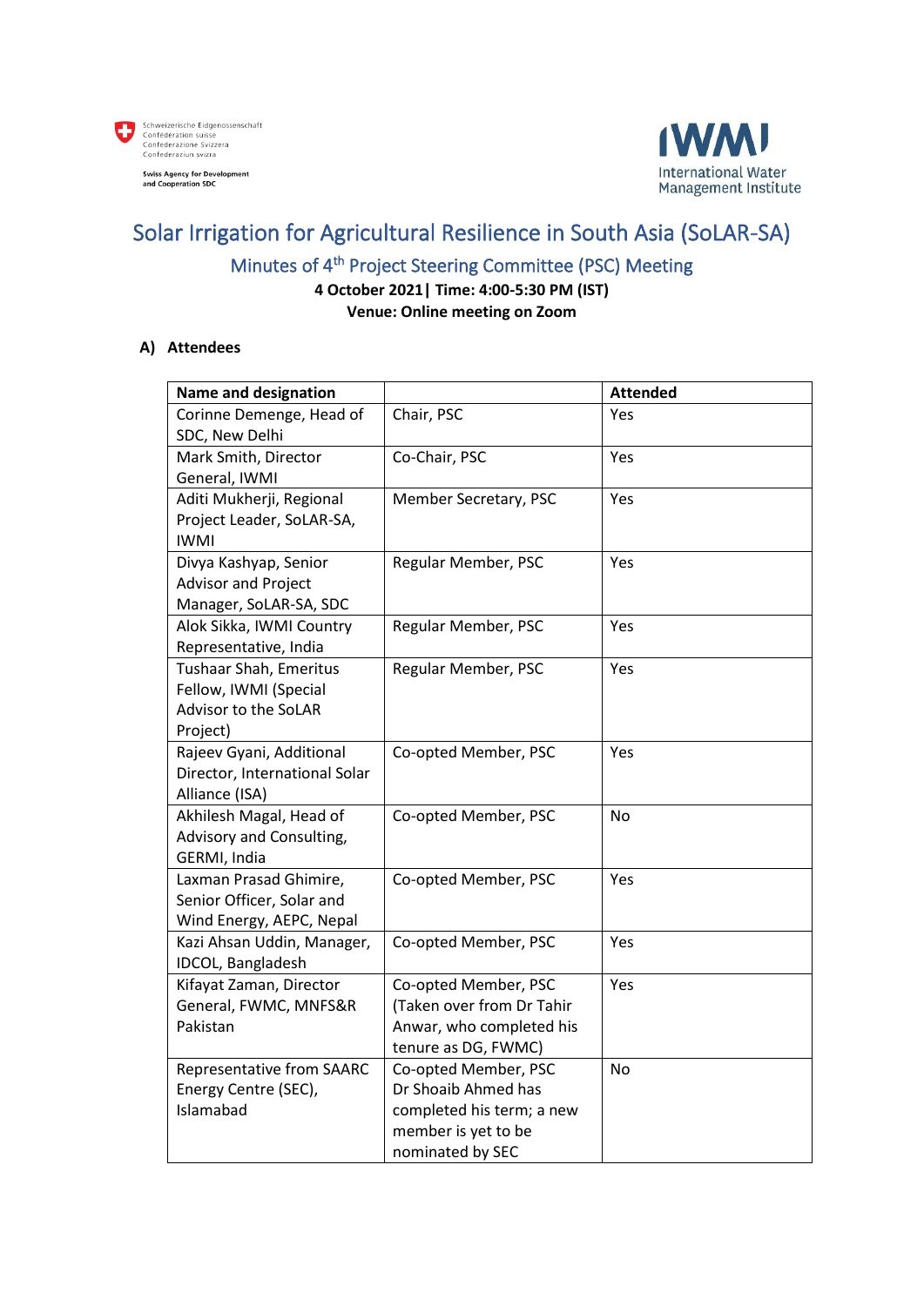Schweizerische Eidgenossenschaft
Confédération suisse
Confederazione Svizzera
Confederaziun svizra

Swiss Agency for Development and Cooperation SDC

IWMI
International Water Management Institute

# Solar Irrigation for Agricultural Resilience in South Asia (SoLAR-SA)

## Minutes of 4th Project Steering Committee (PSC) Meeting

**4 October 2021| Time: 4:00-5:30 PM (IST)**

**Venue: Online meeting on Zoom**

### A) Attendees

| Name and designation | | Attended |
|---|---|---|
| Corinne Demenge, Head of SDC, New Delhi | Chair, PSC | Yes |
| Mark Smith, Director General, IWMI | Co-Chair, PSC | Yes |
| Aditi Mukherji, Regional Project Leader, SoLAR-SA, IWMI | Member Secretary, PSC | Yes |
| Divya Kashyap, Senior Advisor and Project Manager, SoLAR-SA, SDC | Regular Member, PSC | Yes |
| Alok Sikka, IWMI Country Representative, India | Regular Member, PSC | Yes |
| Tushaar Shah, Emeritus Fellow, IWMI (Special Advisor to the SoLAR Project) | Regular Member, PSC | Yes |
| Rajeev Gyani, Additional Director, International Solar Alliance (ISA) | Co-opted Member, PSC | Yes |
| Akhilesh Magal, Head of Advisory and Consulting, GERMI, India | Co-opted Member, PSC | No |
| Laxman Prasad Ghimire, Senior Officer, Solar and Wind Energy, AEPC, Nepal | Co-opted Member, PSC | Yes |
| Kazi Ahsan Uddin, Manager, IDCOL, Bangladesh | Co-opted Member, PSC | Yes |
| Kifayat Zaman, Director General, FWMC, MNFS&R Pakistan | Co-opted Member, PSC (Taken over from Dr Tahir Anwar, who completed his tenure as DG, FWMC) | Yes |
| Representative from SAARC Energy Centre (SEC), Islamabad | Co-opted Member, PSC Dr Shoaib Ahmed has completed his term; a new member is yet to be nominated by SEC | No |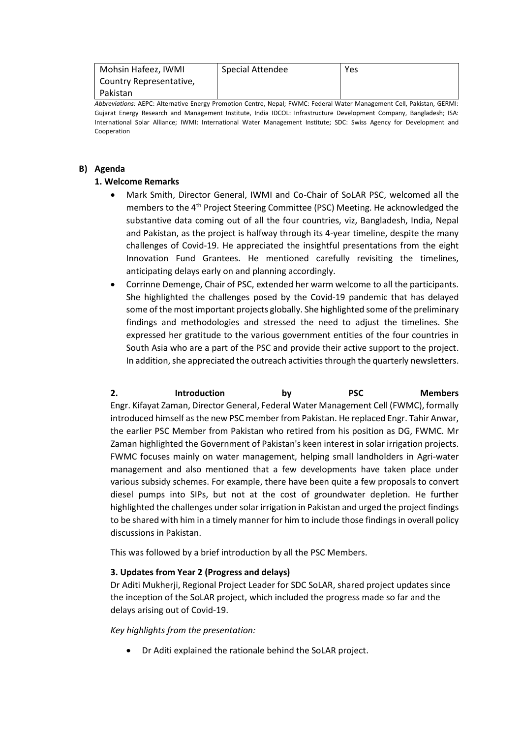| Mohsin Hafeez, IWMI Country Representative, Pakistan | Special Attendee | Yes |
|---|---|---|

*Abbreviations:* AEPC: Alternative Energy Promotion Centre, Nepal; FWMC: Federal Water Management Cell, Pakistan, GERMI: Gujarat Energy Research and Management Institute, India IDCOL: Infrastructure Development Company, Bangladesh; ISA: International Solar Alliance; IWMI: International Water Management Institute; SDC: Swiss Agency for Development and Cooperation

## B) Agenda

### 1. Welcome Remarks

- Mark Smith, Director General, IWMI and Co-Chair of SoLAR PSC, welcomed all the members to the 4th Project Steering Committee (PSC) Meeting. He acknowledged the substantive data coming out of all the four countries, viz, Bangladesh, India, Nepal and Pakistan, as the project is halfway through its 4-year timeline, despite the many challenges of Covid-19. He appreciated the insightful presentations from the eight Innovation Fund Grantees. He mentioned carefully revisiting the timelines, anticipating delays early on and planning accordingly.
- Corrinne Demenge, Chair of PSC, extended her warm welcome to all the participants. She highlighted the challenges posed by the Covid-19 pandemic that has delayed some of the most important projects globally. She highlighted some of the preliminary findings and methodologies and stressed the need to adjust the timelines. She expressed her gratitude to the various government entities of the four countries in South Asia who are a part of the PSC and provide their active support to the project. In addition, she appreciated the outreach activities through the quarterly newsletters.

### 2. Introduction by PSC Members

Engr. Kifayat Zaman, Director General, Federal Water Management Cell (FWMC), formally introduced himself as the new PSC member from Pakistan. He replaced Engr. Tahir Anwar, the earlier PSC Member from Pakistan who retired from his position as DG, FWMC. Mr Zaman highlighted the Government of Pakistan's keen interest in solar irrigation projects. FWMC focuses mainly on water management, helping small landholders in Agri-water management and also mentioned that a few developments have taken place under various subsidy schemes. For example, there have been quite a few proposals to convert diesel pumps into SIPs, but not at the cost of groundwater depletion. He further highlighted the challenges under solar irrigation in Pakistan and urged the project findings to be shared with him in a timely manner for him to include those findings in overall policy discussions in Pakistan.

This was followed by a brief introduction by all the PSC Members.

### 3. Updates from Year 2 (Progress and delays)

Dr Aditi Mukherji, Regional Project Leader for SDC SoLAR, shared project updates since the inception of the SoLAR project, which included the progress made so far and the delays arising out of Covid-19.

*Key highlights from the presentation:*

- Dr Aditi explained the rationale behind the SoLAR project.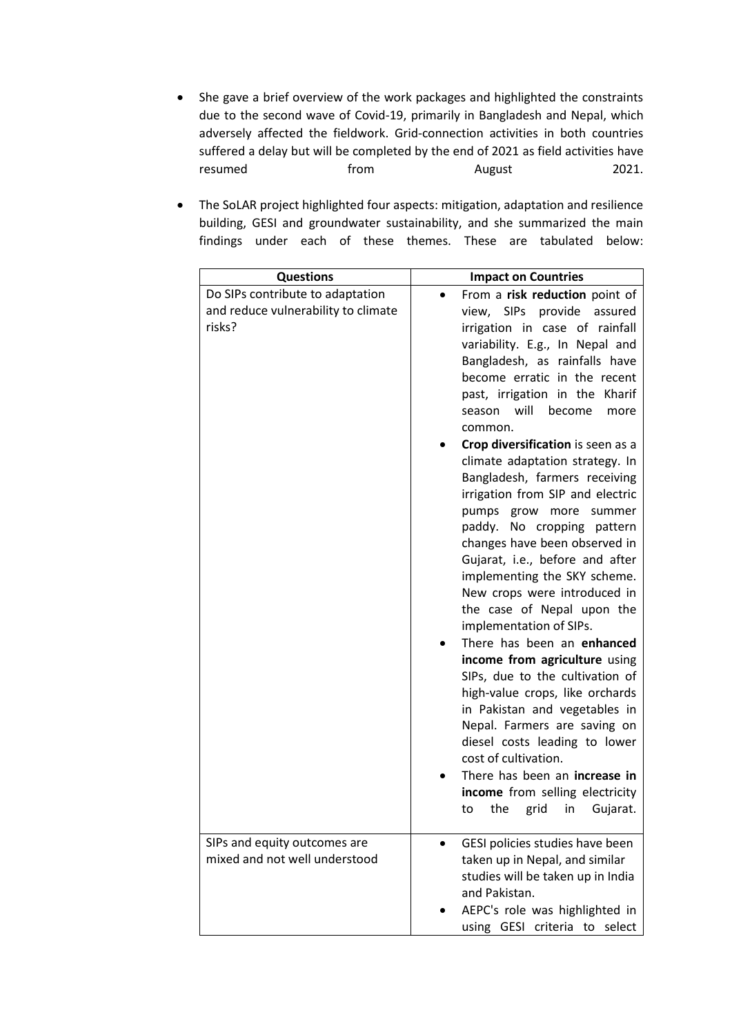- She gave a brief overview of the work packages and highlighted the constraints due to the second wave of Covid-19, primarily in Bangladesh and Nepal, which adversely affected the fieldwork. Grid-connection activities in both countries suffered a delay but will be completed by the end of 2021 as field activities have resumed from August 2021.

- The SoLAR project highlighted four aspects: mitigation, adaptation and resilience building, GESI and groundwater sustainability, and she summarized the main findings under each of these themes. These are tabulated below:

| Questions | Impact on Countries |
|---|---|
| Do SIPs contribute to adaptation and reduce vulnerability to climate risks? | • From a **risk reduction** point of view, SIPs provide assured irrigation in case of rainfall variability. E.g., In Nepal and Bangladesh, as rainfalls have become erratic in the recent past, irrigation in the Kharif season will become more common.<br>• **Crop diversification** is seen as a climate adaptation strategy. In Bangladesh, farmers receiving irrigation from SIP and electric pumps grow more summer paddy. No cropping pattern changes have been observed in Gujarat, i.e., before and after implementing the SKY scheme. New crops were introduced in the case of Nepal upon the implementation of SIPs.<br>• There has been an **enhanced income from agriculture** using SIPs, due to the cultivation of high-value crops, like orchards in Pakistan and vegetables in Nepal. Farmers are saving on diesel costs leading to lower cost of cultivation.<br>• There has been an **increase in income** from selling electricity to the grid in Gujarat. |
| SIPs and equity outcomes are mixed and not well understood | • GESI policies studies have been taken up in Nepal, and similar studies will be taken up in India and Pakistan.<br>• AEPC's role was highlighted in using GESI criteria to select |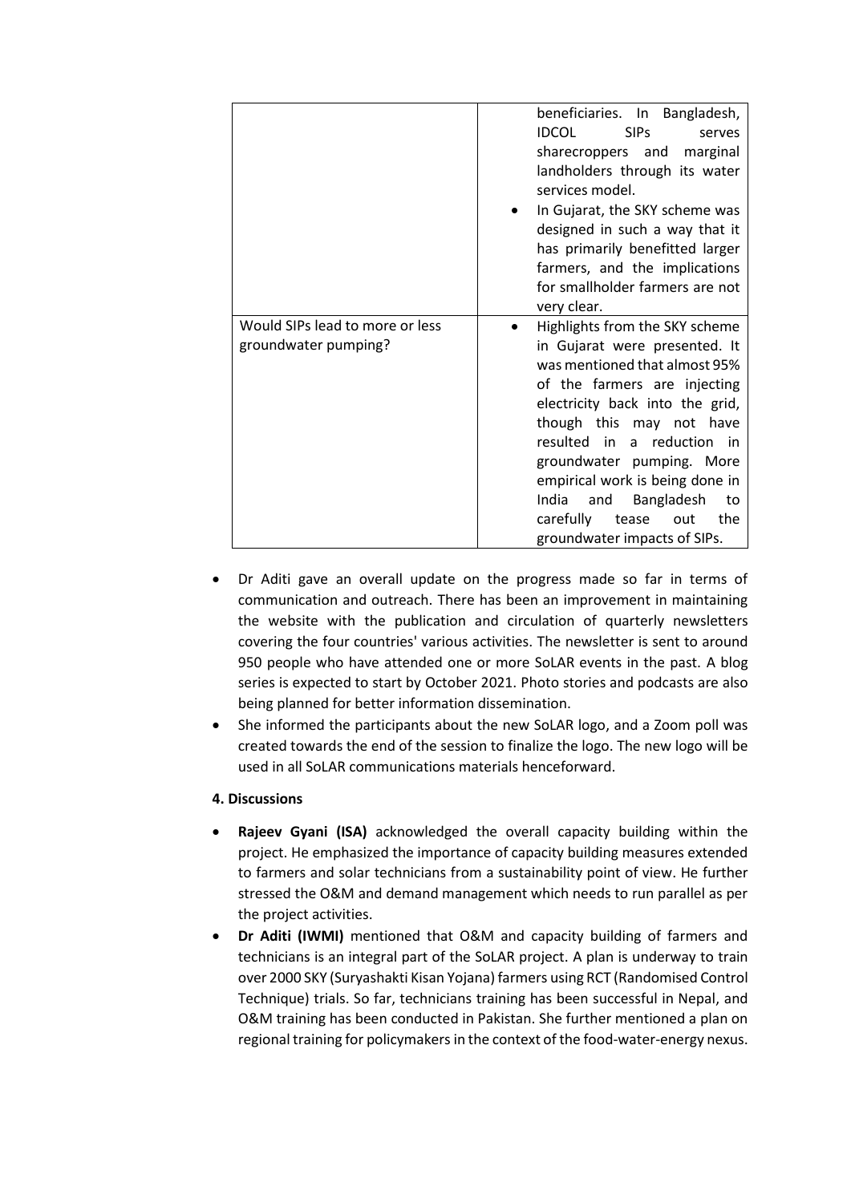| | |
|---|---|
| | beneficiaries. In Bangladesh, IDCOL SIPs serves sharecroppers and marginal landholders through its water services model.<br>• In Gujarat, the SKY scheme was designed in such a way that it has primarily benefitted larger farmers, and the implications for smallholder farmers are not very clear. |
| Would SIPs lead to more or less groundwater pumping? | • Highlights from the SKY scheme in Gujarat were presented. It was mentioned that almost 95% of the farmers are injecting electricity back into the grid, though this may not have resulted in a reduction in groundwater pumping. More empirical work is being done in India and Bangladesh to carefully tease out the groundwater impacts of SIPs. |

- Dr Aditi gave an overall update on the progress made so far in terms of communication and outreach. There has been an improvement in maintaining the website with the publication and circulation of quarterly newsletters covering the four countries' various activities. The newsletter is sent to around 950 people who have attended one or more SoLAR events in the past. A blog series is expected to start by October 2021. Photo stories and podcasts are also being planned for better information dissemination.
- She informed the participants about the new SoLAR logo, and a Zoom poll was created towards the end of the session to finalize the logo. The new logo will be used in all SoLAR communications materials henceforward.

**4. Discussions**

- **Rajeev Gyani (ISA)** acknowledged the overall capacity building within the project. He emphasized the importance of capacity building measures extended to farmers and solar technicians from a sustainability point of view. He further stressed the O&M and demand management which needs to run parallel as per the project activities.
- **Dr Aditi (IWMI)** mentioned that O&M and capacity building of farmers and technicians is an integral part of the SoLAR project. A plan is underway to train over 2000 SKY (Suryashakti Kisan Yojana) farmers using RCT (Randomised Control Technique) trials. So far, technicians training has been successful in Nepal, and O&M training has been conducted in Pakistan. She further mentioned a plan on regional training for policymakers in the context of the food-water-energy nexus.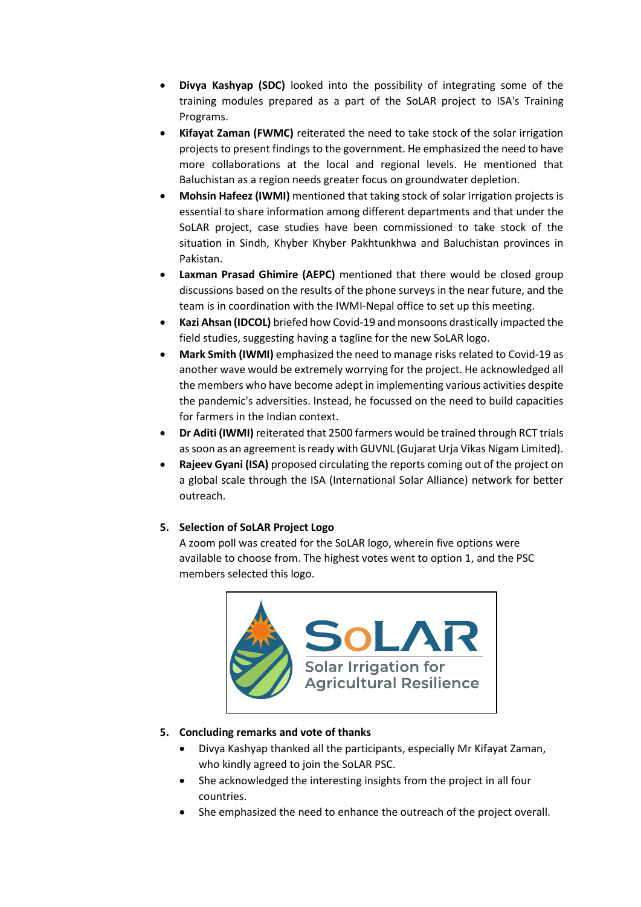- **Divya Kashyap (SDC)** looked into the possibility of integrating some of the training modules prepared as a part of the SoLAR project to ISA's Training Programs.
- **Kifayat Zaman (FWMC)** reiterated the need to take stock of the solar irrigation projects to present findings to the government. He emphasized the need to have more collaborations at the local and regional levels. He mentioned that Baluchistan as a region needs greater focus on groundwater depletion.
- **Mohsin Hafeez (IWMI)** mentioned that taking stock of solar irrigation projects is essential to share information among different departments and that under the SoLAR project, case studies have been commissioned to take stock of the situation in Sindh, Khyber Khyber Pakhtunkhwa and Baluchistan provinces in Pakistan.
- **Laxman Prasad Ghimire (AEPC)** mentioned that there would be closed group discussions based on the results of the phone surveys in the near future, and the team is in coordination with the IWMI-Nepal office to set up this meeting.
- **Kazi Ahsan (IDCOL)** briefed how Covid-19 and monsoons drastically impacted the field studies, suggesting having a tagline for the new SoLAR logo.
- **Mark Smith (IWMI)** emphasized the need to manage risks related to Covid-19 as another wave would be extremely worrying for the project. He acknowledged all the members who have become adept in implementing various activities despite the pandemic's adversities. Instead, he focussed on the need to build capacities for farmers in the Indian context.
- **Dr Aditi (IWMI)** reiterated that 2500 farmers would be trained through RCT trials as soon as an agreement is ready with GUVNL (Gujarat Urja Vikas Nigam Limited).
- **Rajeev Gyani (ISA)** proposed circulating the reports coming out of the project on a global scale through the ISA (International Solar Alliance) network for better outreach.

5. **Selection of SoLAR Project Logo**

   A zoom poll was created for the SoLAR logo, wherein five options were available to choose from. The highest votes went to option 1, and the PSC members selected this logo.

   SoLAR
   Solar Irrigation for Agricultural Resilience

5. **Concluding remarks and vote of thanks**
   - Divya Kashyap thanked all the participants, especially Mr Kifayat Zaman, who kindly agreed to join the SoLAR PSC.
   - She acknowledged the interesting insights from the project in all four countries.
   - She emphasized the need to enhance the outreach of the project overall.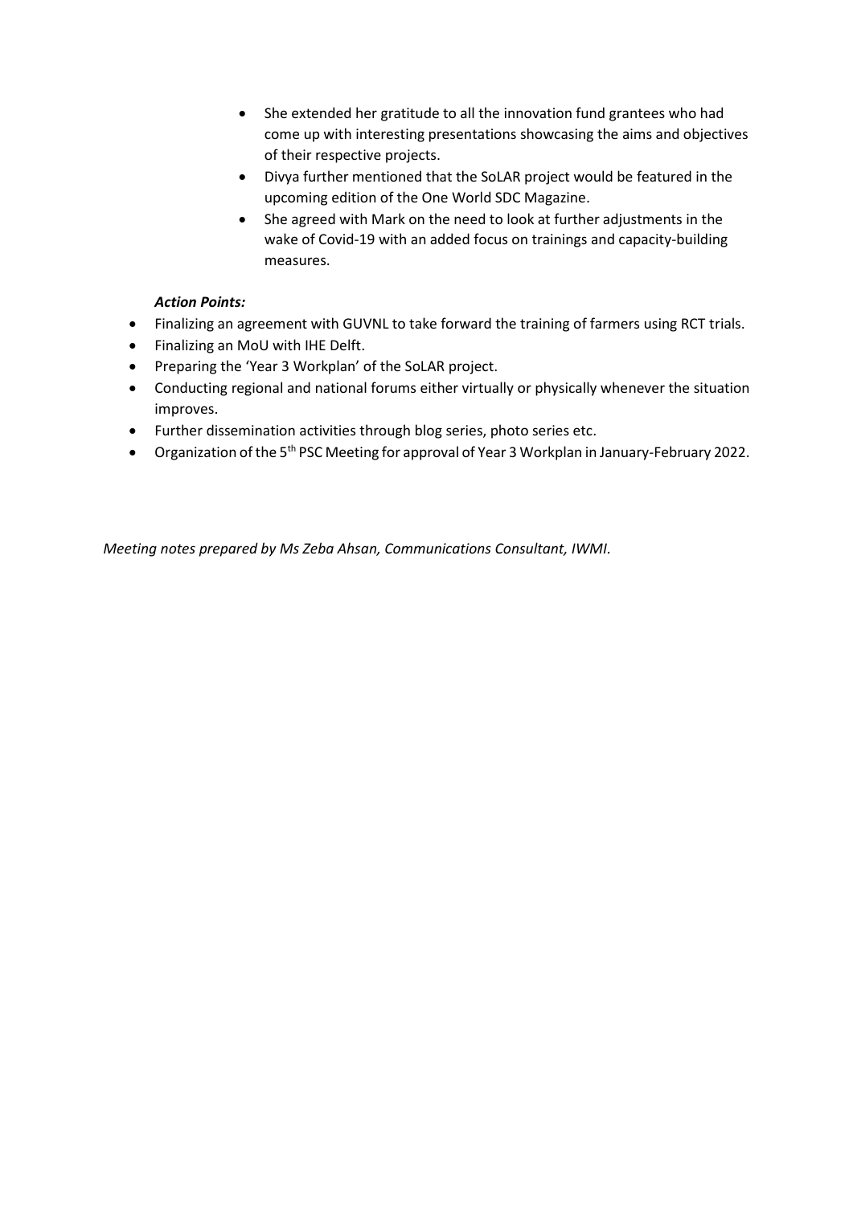- She extended her gratitude to all the innovation fund grantees who had come up with interesting presentations showcasing the aims and objectives of their respective projects.
- Divya further mentioned that the SoLAR project would be featured in the upcoming edition of the One World SDC Magazine.
- She agreed with Mark on the need to look at further adjustments in the wake of Covid-19 with an added focus on trainings and capacity-building measures.

***Action Points:***

- Finalizing an agreement with GUVNL to take forward the training of farmers using RCT trials.
- Finalizing an MoU with IHE Delft.
- Preparing the 'Year 3 Workplan' of the SoLAR project.
- Conducting regional and national forums either virtually or physically whenever the situation improves.
- Further dissemination activities through blog series, photo series etc.
- Organization of the 5th PSC Meeting for approval of Year 3 Workplan in January-February 2022.

*Meeting notes prepared by Ms Zeba Ahsan, Communications Consultant, IWMI.*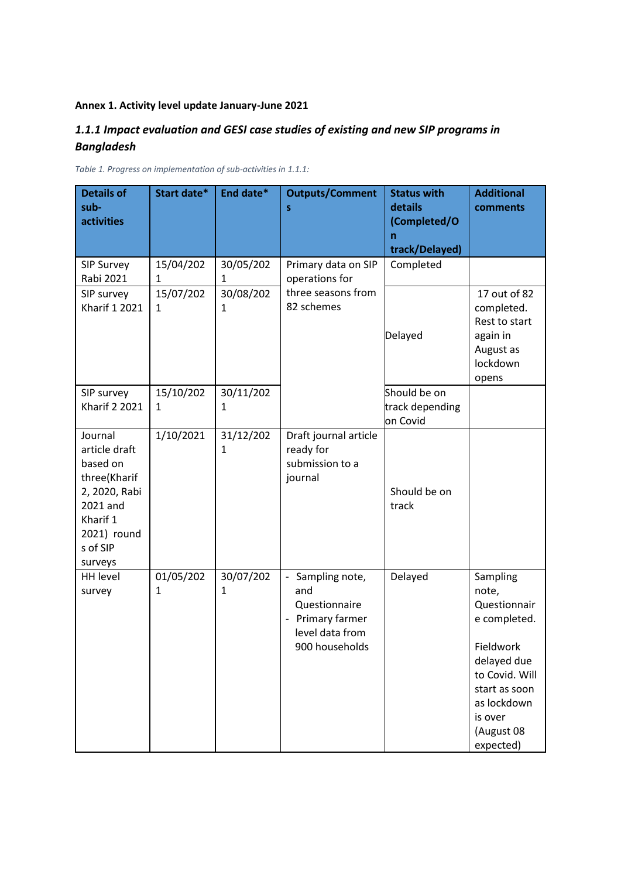**Annex 1. Activity level update January-June 2021**

### *1.1.1 Impact evaluation and GESI case studies of existing and new SIP programs in Bangladesh*

*Table 1. Progress on implementation of sub-activities in 1.1.1:*

| Details of sub-activities | Start date* | End date* | Outputs/Comments | Status with details (Completed/On track/Delayed) | Additional comments |
|---|---|---|---|---|---|
| SIP Survey Rabi 2021 | 15/04/2021 | 30/05/2021 | Primary data on SIP operations for three seasons from 82 schemes | Completed | |
| SIP survey Kharif 1 2021 | 15/07/2021 | 30/08/2021 | | Delayed | 17 out of 82 completed. Rest to start again in August as lockdown opens |
| SIP survey Kharif 2 2021 | 15/10/2021 | 30/11/2021 | | Should be on track depending on Covid | |
| Journal article draft based on three(Kharif 2, 2020, Rabi 2021 and Kharif 1 2021) rounds of SIP surveys | 1/10/2021 | 31/12/2021 | Draft journal article ready for submission to a journal | Should be on track | |
| HH level survey | 01/05/2021 | 30/07/2021 | - Sampling note, and Questionnaire<br>- Primary farmer level data from 900 households | Delayed | Sampling note, Questionnaire completed.<br><br>Fieldwork delayed due to Covid. Will start as soon as lockdown is over (August 08 expected) |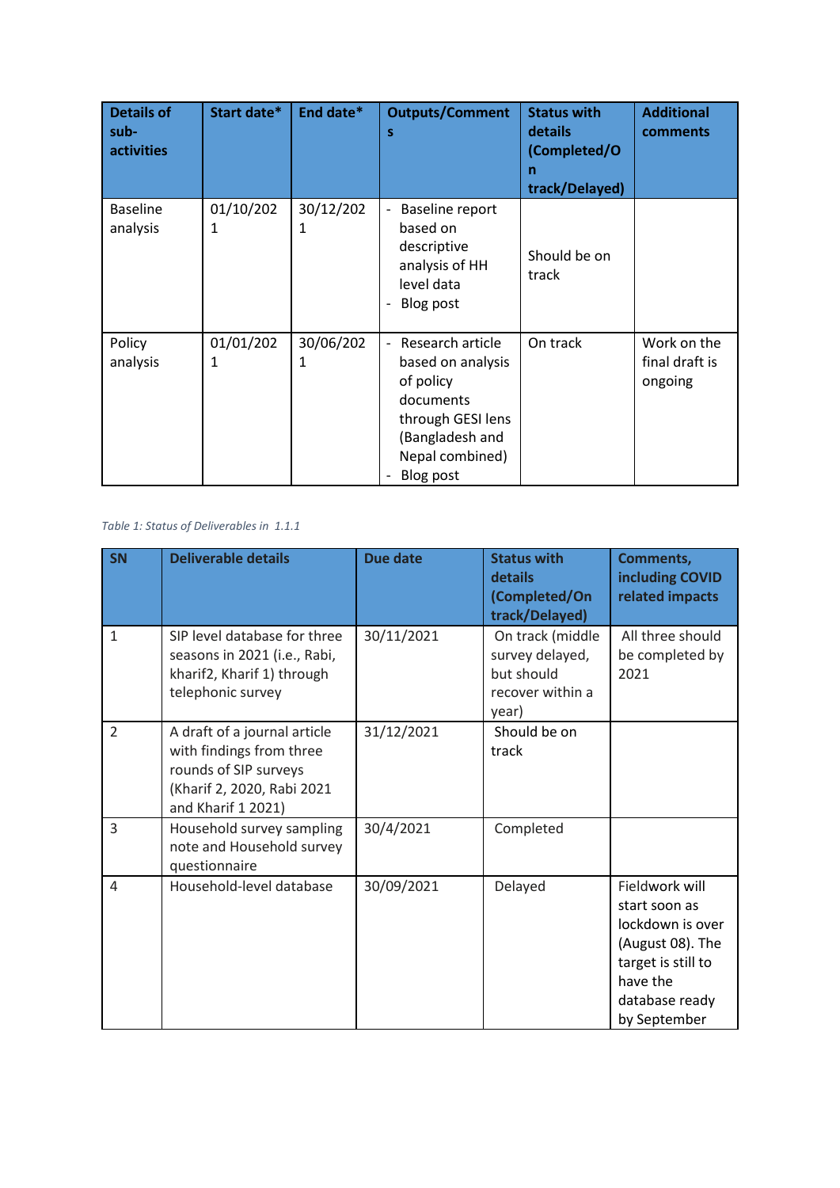| Details of sub-activities | Start date* | End date* | Outputs/Comments | Status with details (Completed/On track/Delayed) | Additional comments |
|---|---|---|---|---|---|
| Baseline analysis | 01/10/2021 | 30/12/2021 | - Baseline report based on descriptive analysis of HH level data<br>- Blog post | Should be on track | |
| Policy analysis | 01/01/2021 | 30/06/2021 | - Research article based on analysis of policy documents through GESI lens (Bangladesh and Nepal combined)<br>- Blog post | On track | Work on the final draft is ongoing |

*Table 1: Status of Deliverables in 1.1.1*

| SN | Deliverable details | Due date | Status with details (Completed/On track/Delayed) | Comments, including COVID related impacts |
|---|---|---|---|---|
| 1 | SIP level database for three seasons in 2021 (i.e., Rabi, kharif2, Kharif 1) through telephonic survey | 30/11/2021 | On track (middle survey delayed, but should recover within a year) | All three should be completed by 2021 |
| 2 | A draft of a journal article with findings from three rounds of SIP surveys (Kharif 2, 2020, Rabi 2021 and Kharif 1 2021) | 31/12/2021 | Should be on track | |
| 3 | Household survey sampling note and Household survey questionnaire | 30/4/2021 | Completed | |
| 4 | Household-level database | 30/09/2021 | Delayed | Fieldwork will start soon as lockdown is over (August 08). The target is still to have the database ready by September |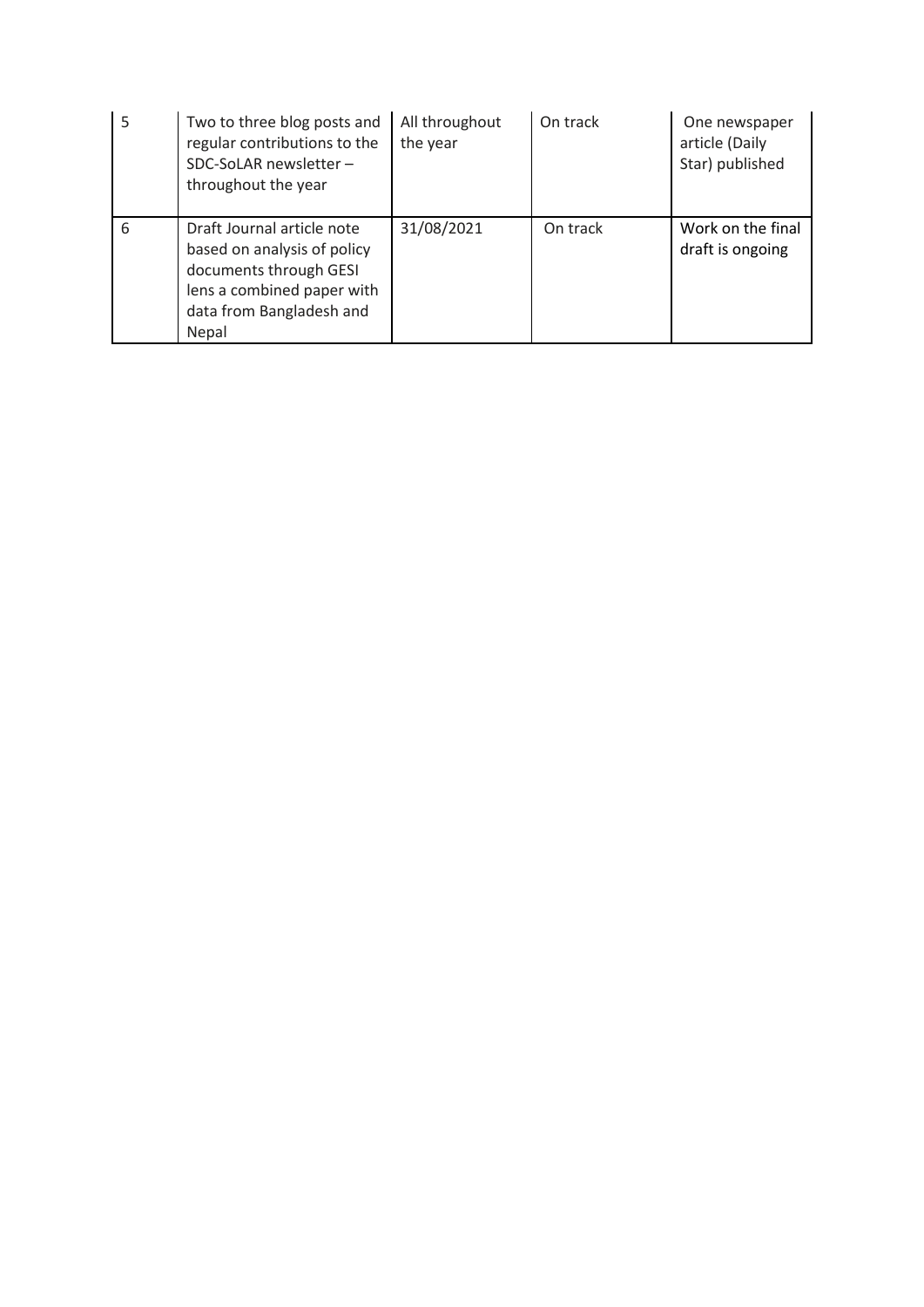| 5 | Two to three blog posts and regular contributions to the SDC-SoLAR newsletter – throughout the year | All throughout the year | On track | One newspaper article (Daily Star) published |
|---|---|---|---|---|
| 6 | Draft Journal article note based on analysis of policy documents through GESI lens a combined paper with data from Bangladesh and Nepal | 31/08/2021 | On track | Work on the final draft is ongoing |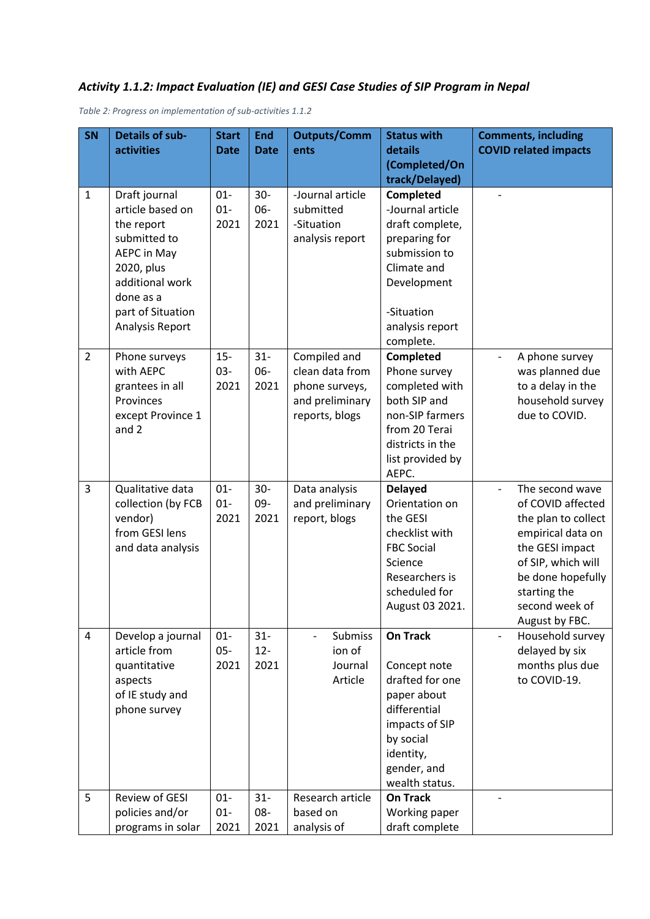***Activity 1.1.2: Impact Evaluation (IE) and GESI Case Studies of SIP Program in Nepal***

*Table 2: Progress on implementation of sub-activities 1.1.2*

| SN | Details of sub-activities | Start Date | End Date | Outputs/Comments | Status with details (Completed/On track/Delayed) | Comments, including COVID related impacts |
|---|---|---|---|---|---|---|
| 1 | Draft journal article based on the report submitted to AEPC in May 2020, plus additional work done as a part of Situation Analysis Report | 01-01-2021 | 30-06-2021 | -Journal article submitted<br>-Situation analysis report | **Completed**<br>-Journal article draft complete, preparing for submission to Climate and Development<br><br>-Situation analysis report complete. | - |
| 2 | Phone surveys with AEPC grantees in all Provinces except Province 1 and 2 | 15-03-2021 | 31-06-2021 | Compiled and clean data from phone surveys, and preliminary reports, blogs | **Completed**<br>Phone survey completed with both SIP and non-SIP farmers from 20 Terai districts in the list provided by AEPC. | - A phone survey was planned due to a delay in the household survey due to COVID. |
| 3 | Qualitative data collection (by FCB vendor) from GESI lens and data analysis | 01-01-2021 | 30-09-2021 | Data analysis and preliminary report, blogs | **Delayed**<br>Orientation on the GESI checklist with FBC Social Science Researchers is scheduled for August 03 2021. | - The second wave of COVID affected the plan to collect empirical data on the GESI impact of SIP, which will be done hopefully starting the second week of August by FBC. |
| 4 | Develop a journal article from quantitative aspects of IE study and phone survey | 01-05-2021 | 31-12-2021 | - Submission of Journal Article | **On Track**<br><br>Concept note drafted for one paper about differential impacts of SIP by social identity, gender, and wealth status. | - Household survey delayed by six months plus due to COVID-19. |
| 5 | Review of GESI policies and/or programs in solar | 01-01-2021 | 31-08-2021 | Research article based on analysis of | **On Track**<br>Working paper draft complete | - |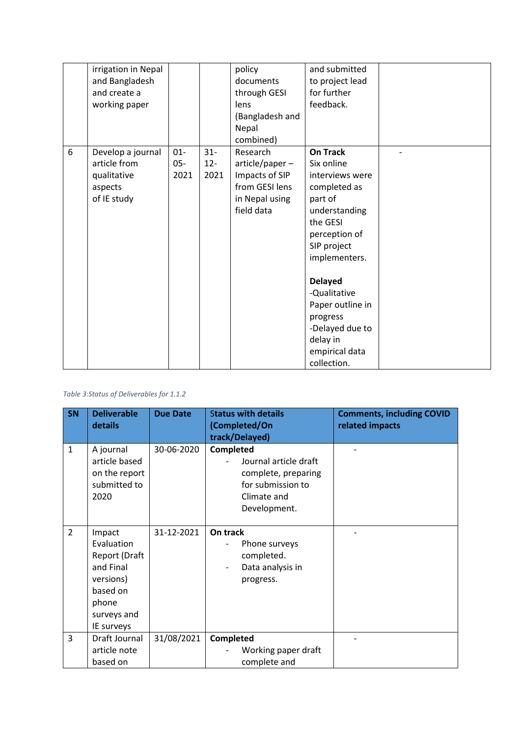| | | | | | | |
|---|---|---|---|---|---|---|
| | irrigation in Nepal and Bangladesh and create a working paper | | | policy documents through GESI lens (Bangladesh and Nepal combined) | and submitted to project lead for further feedback. | |
| 6 | Develop a journal article from qualitative aspects of IE study | 01-05-2021 | 31-12-2021 | Research article/paper – Impacts of SIP from GESI lens in Nepal using field data | **On Track** Six online interviews were completed as part of understanding the GESI perception of SIP project implementers. **Delayed** -Qualitative Paper outline in progress -Delayed due to delay in empirical data collection. | - |

*Table 3:Status of Deliverables for 1.1.2*

| SN | Deliverable details | Due Date | Status with details (Completed/On track/Delayed) | Comments, including COVID related impacts |
|---|---|---|---|---|
| 1 | A journal article based on the report submitted to 2020 | 30-06-2020 | **Completed** - Journal article draft complete, preparing for submission to Climate and Development. | - |
| 2 | Impact Evaluation Report (Draft and Final versions) based on phone surveys and IE surveys | 31-12-2021 | **On track** - Phone surveys completed. - Data analysis in progress. | - |
| 3 | Draft Journal article note based on | 31/08/2021 | **Completed** - Working paper draft complete and | - |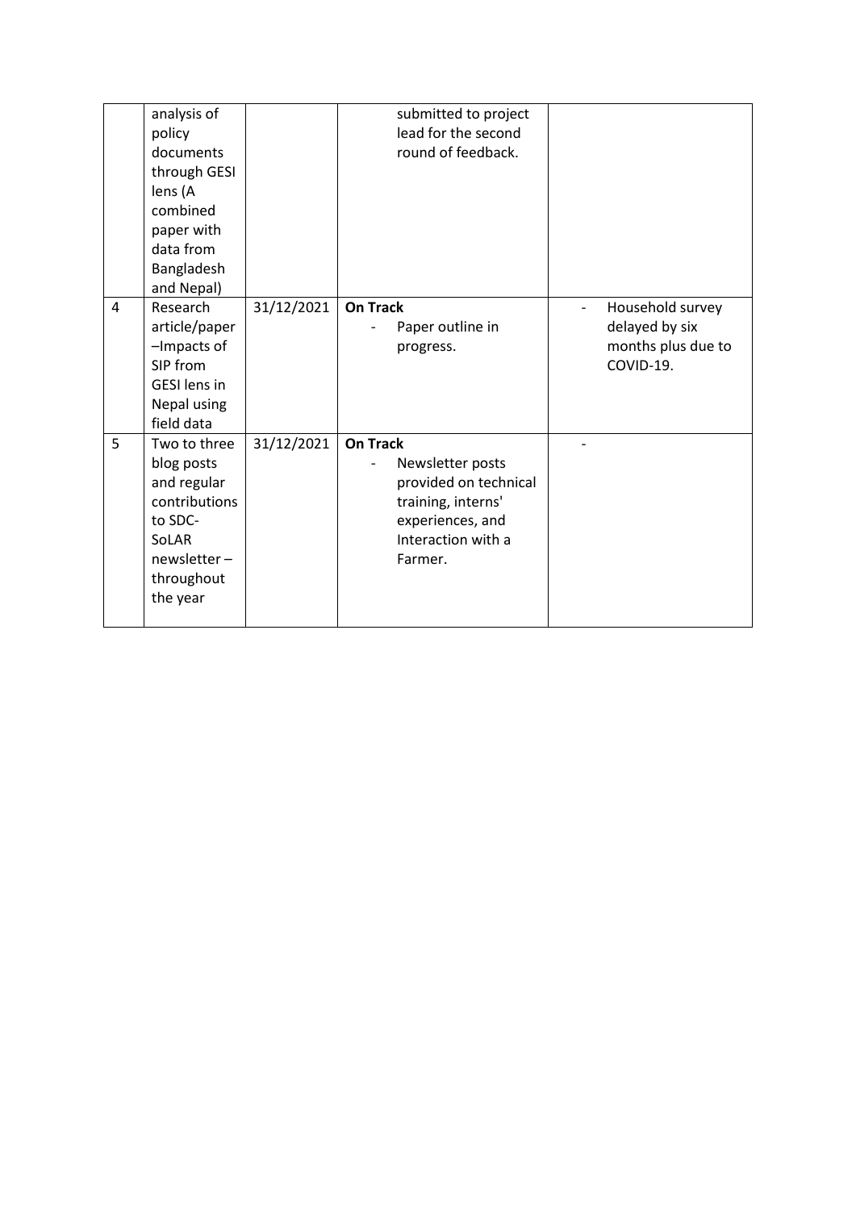| | | | | |
|---|---|---|---|---|
| | analysis of policy documents through GESI lens (A combined paper with data from Bangladesh and Nepal) | | submitted to project lead for the second round of feedback. | |
| 4 | Research article/paper –Impacts of SIP from GESI lens in Nepal using field data | 31/12/2021 | **On Track**<br>- Paper outline in progress. | - Household survey delayed by six months plus due to COVID-19. |
| 5 | Two to three blog posts and regular contributions to SDC-SoLAR newsletter – throughout the year | 31/12/2021 | **On Track**<br>- Newsletter posts provided on technical training, interns' experiences, and Interaction with a Farmer. | - |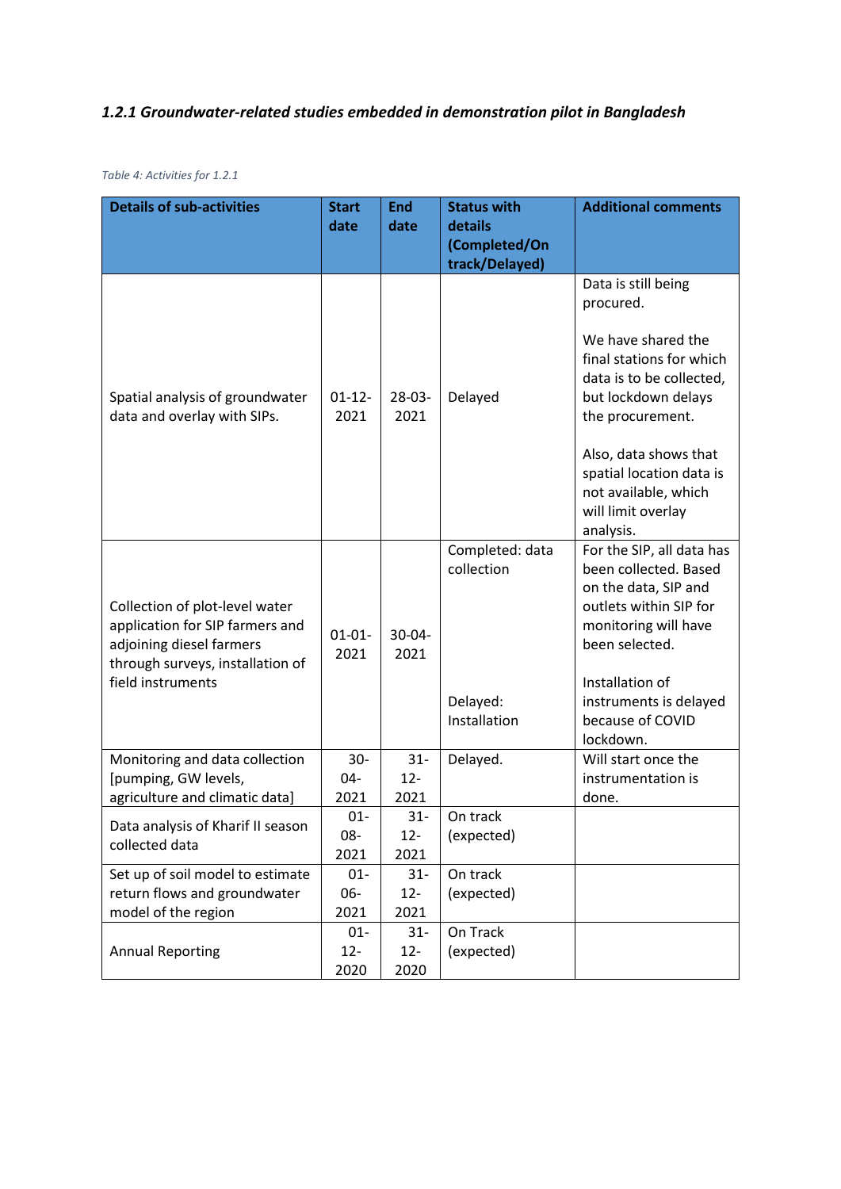*1.2.1 Groundwater-related studies embedded in demonstration pilot in Bangladesh*

*Table 4: Activities for 1.2.1*

| Details of sub-activities | Start date | End date | Status with details (Completed/On track/Delayed) | Additional comments |
|---|---|---|---|---|
| Spatial analysis of groundwater data and overlay with SIPs. | 01-12-2021 | 28-03-2021 | Delayed | Data is still being procured.<br><br>We have shared the final stations for which data is to be collected, but lockdown delays the procurement.<br><br>Also, data shows that spatial location data is not available, which will limit overlay analysis. |
| Collection of plot-level water application for SIP farmers and adjoining diesel farmers through surveys, installation of field instruments | 01-01-2021 | 30-04-2021 | Completed: data collection<br><br>Delayed: Installation | For the SIP, all data has been collected. Based on the data, SIP and outlets within SIP for monitoring will have been selected.<br><br>Installation of instruments is delayed because of COVID lockdown. |
| Monitoring and data collection [pumping, GW levels, agriculture and climatic data] | 30-04-2021 | 31-12-2021 | Delayed. | Will start once the instrumentation is done. |
| Data analysis of Kharif II season collected data | 01-08-2021 | 31-12-2021 | On track (expected) | |
| Set up of soil model to estimate return flows and groundwater model of the region | 01-06-2021 | 31-12-2021 | On track (expected) | |
| Annual Reporting | 01-12-2020 | 31-12-2020 | On Track (expected) | |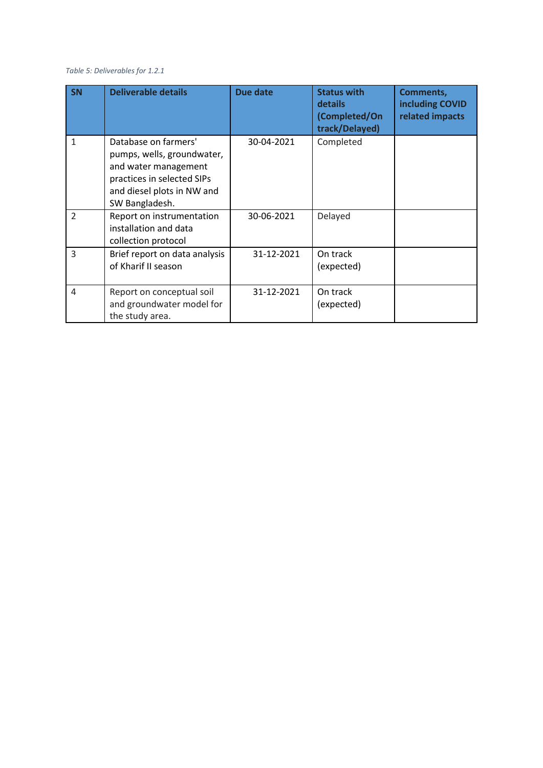*Table 5: Deliverables for 1.2.1*

| SN | Deliverable details | Due date | Status with details (Completed/On track/Delayed) | Comments, including COVID related impacts |
|---|---|---|---|---|
| 1 | Database on farmers' pumps, wells, groundwater, and water management practices in selected SIPs and diesel plots in NW and SW Bangladesh. | 30-04-2021 | Completed | |
| 2 | Report on instrumentation installation and data collection protocol | 30-06-2021 | Delayed | |
| 3 | Brief report on data analysis of Kharif II season | 31-12-2021 | On track (expected) | |
| 4 | Report on conceptual soil and groundwater model for the study area. | 31-12-2021 | On track (expected) | |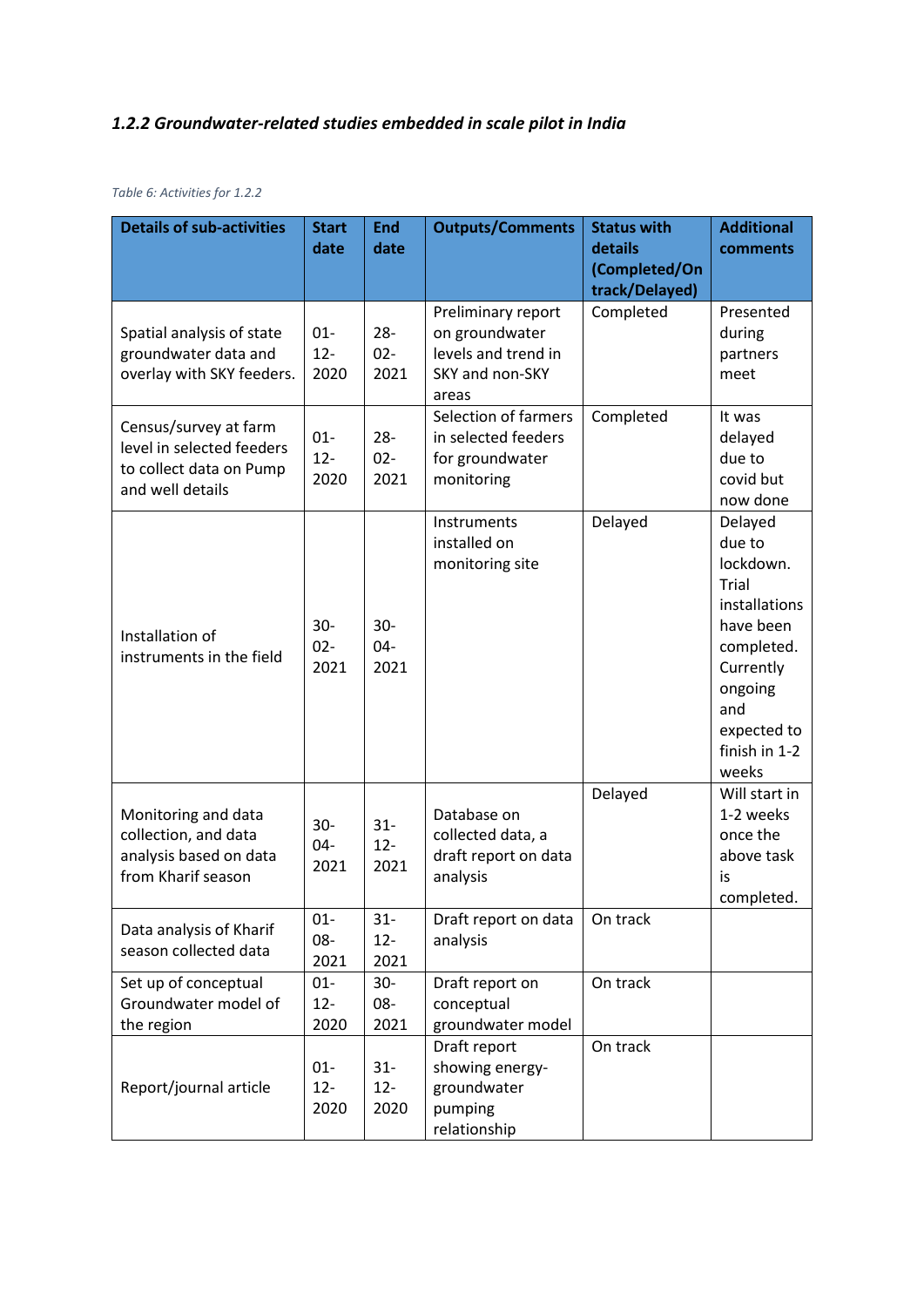### *1.2.2 Groundwater-related studies embedded in scale pilot in India*

*Table 6: Activities for 1.2.2*

| Details of sub-activities | Start date | End date | Outputs/Comments | Status with details (Completed/On track/Delayed) | Additional comments |
|---|---|---|---|---|---|
| Spatial analysis of state groundwater data and overlay with SKY feeders. | 01-12-2020 | 28-02-2021 | Preliminary report on groundwater levels and trend in SKY and non-SKY areas | Completed | Presented during partners meet |
| Census/survey at farm level in selected feeders to collect data on Pump and well details | 01-12-2020 | 28-02-2021 | Selection of farmers in selected feeders for groundwater monitoring | Completed | It was delayed due to covid but now done |
| Installation of instruments in the field | 30-02-2021 | 30-04-2021 | Instruments installed on monitoring site | Delayed | Delayed due to lockdown. Trial installations have been completed. Currently ongoing and expected to finish in 1-2 weeks |
| Monitoring and data collection, and data analysis based on data from Kharif season | 30-04-2021 | 31-12-2021 | Database on collected data, a draft report on data analysis | Delayed | Will start in 1-2 weeks once the above task is completed. |
| Data analysis of Kharif season collected data | 01-08-2021 | 31-12-2021 | Draft report on data analysis | On track | |
| Set up of conceptual Groundwater model of the region | 01-12-2020 | 30-08-2021 | Draft report on conceptual groundwater model | On track | |
| Report/journal article | 01-12-2020 | 31-12-2020 | Draft report showing energy-groundwater pumping relationship | On track | |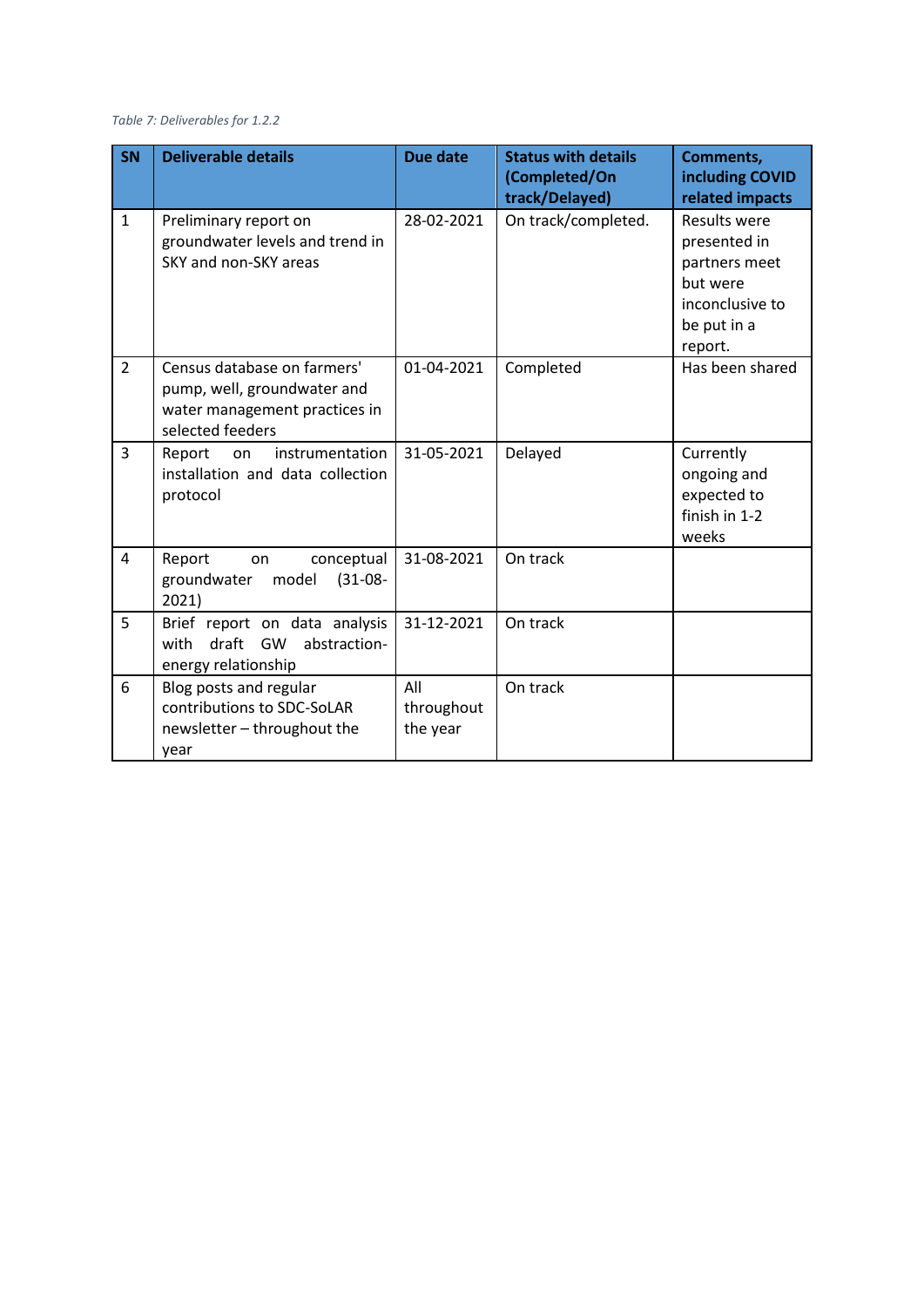*Table 7: Deliverables for 1.2.2*

| SN | Deliverable details | Due date | Status with details (Completed/On track/Delayed) | Comments, including COVID related impacts |
|---|---|---|---|---|
| 1 | Preliminary report on groundwater levels and trend in SKY and non-SKY areas | 28-02-2021 | On track/completed. | Results were presented in partners meet but were inconclusive to be put in a report. |
| 2 | Census database on farmers' pump, well, groundwater and water management practices in selected feeders | 01-04-2021 | Completed | Has been shared |
| 3 | Report on instrumentation installation and data collection protocol | 31-05-2021 | Delayed | Currently ongoing and expected to finish in 1-2 weeks |
| 4 | Report on conceptual groundwater model (31-08-2021) | 31-08-2021 | On track | |
| 5 | Brief report on data analysis with draft GW abstraction-energy relationship | 31-12-2021 | On track | |
| 6 | Blog posts and regular contributions to SDC-SoLAR newsletter – throughout the year | All throughout the year | On track | |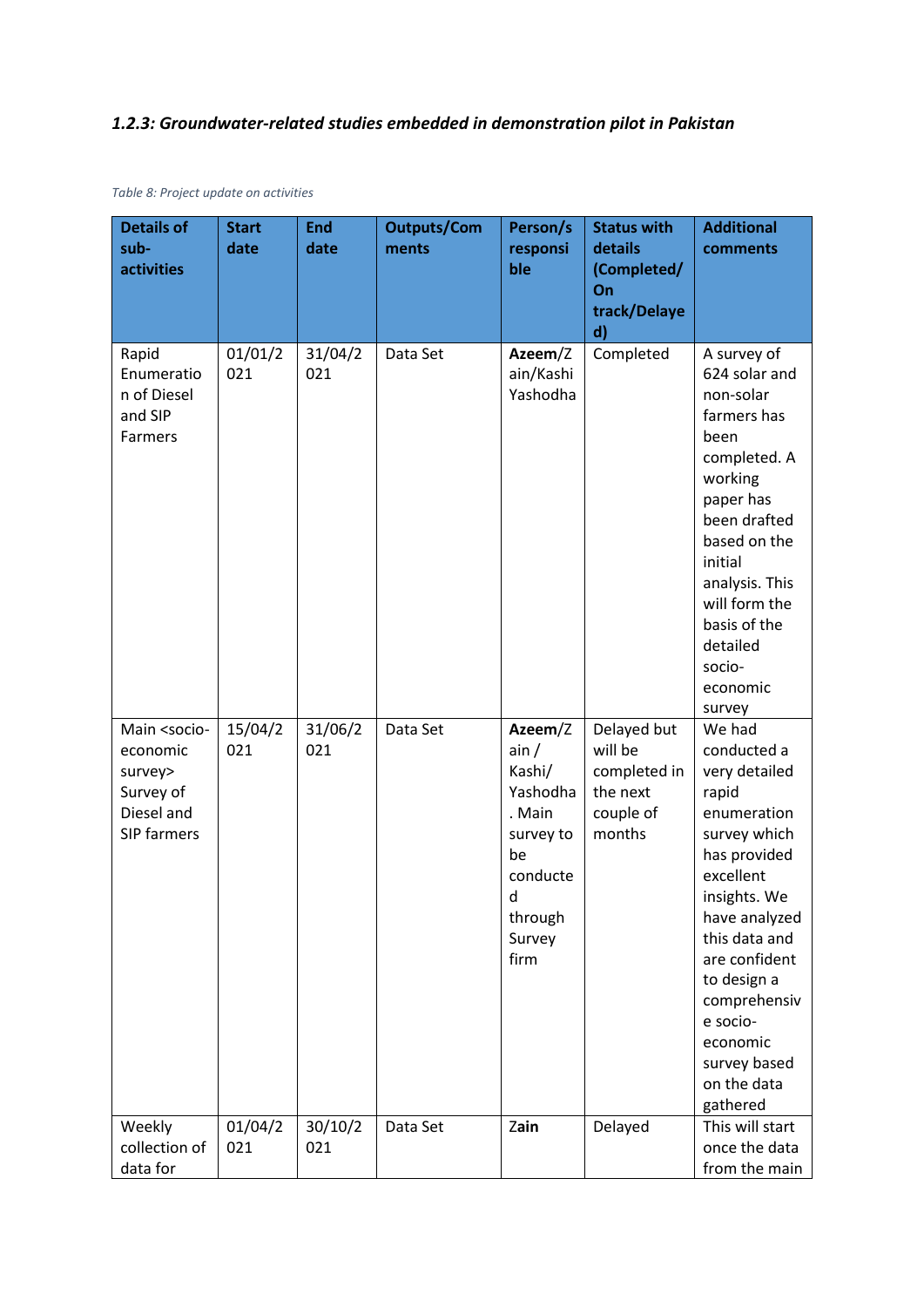### *1.2.3: Groundwater-related studies embedded in demonstration pilot in Pakistan*

*Table 8: Project update on activities*

| Details of sub-activities | Start date | End date | Outputs/Comments | Person/s responsible | Status with details (Completed/ On track/Delayed) | Additional comments |
|---|---|---|---|---|---|---|
| Rapid Enumeration of Diesel and SIP Farmers | 01/01/2021 | 31/04/2021 | Data Set | **Azeem**/Zain/Kashi Yashodha | Completed | A survey of 624 solar and non-solar farmers has been completed. A working paper has been drafted based on the initial analysis. This will form the basis of the detailed socio-economic survey |
| Main <socio-economic survey> Survey of Diesel and SIP farmers | 15/04/2021 | 31/06/2021 | Data Set | **Azeem**/Zain / Kashi/ Yashodha. Main survey to be conducted through Survey firm | Delayed but will be completed in the next couple of months | We had conducted a very detailed rapid enumeration survey which has provided excellent insights. We have analyzed this data and are confident to design a comprehensive socio-economic survey based on the data gathered |
| Weekly collection of data for | 01/04/2021 | 30/10/2021 | Data Set | **Zain** | Delayed | This will start once the data from the main |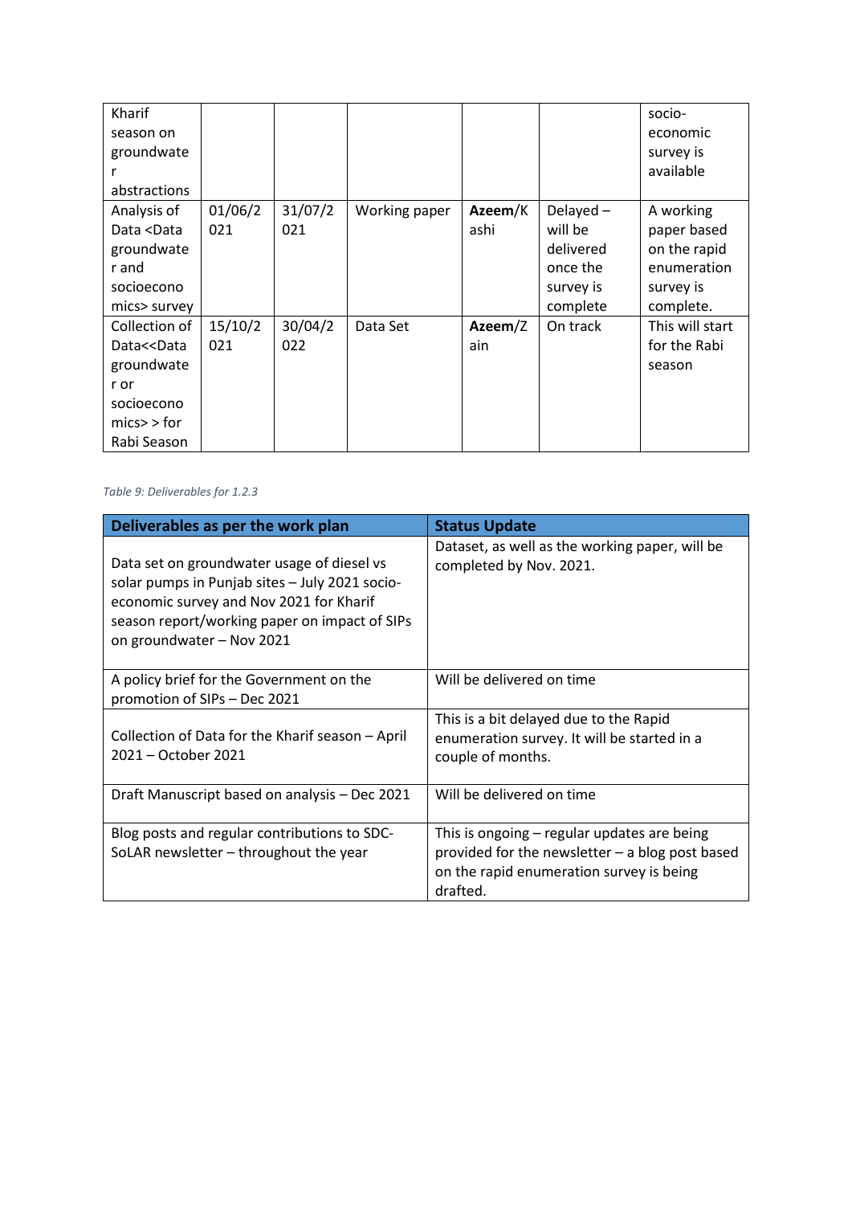| Kharif season on groundwater abstractions | | | | | | socio-economic survey is available |
|---|---|---|---|---|---|---|
| Analysis of Data <Data groundwater and socioeconomics> survey | 01/06/2021 | 31/07/2021 | Working paper | **Azeem**/Kashi | Delayed – will be delivered once the survey is complete | A working paper based on the rapid enumeration survey is complete. |
| Collection of Data<<Data groundwater or socioeconomics> > for Rabi Season | 15/10/2021 | 30/04/2022 | Data Set | **Azeem**/Zain | On track | This will start for the Rabi season |

*Table 9: Deliverables for 1.2.3*

| Deliverables as per the work plan | Status Update |
|---|---|
| Data set on groundwater usage of diesel vs solar pumps in Punjab sites – July 2021 socio-economic survey and Nov 2021 for Kharif season report/working paper on impact of SIPs on groundwater – Nov 2021 | Dataset, as well as the working paper, will be completed by Nov. 2021. |
| A policy brief for the Government on the promotion of SIPs – Dec 2021 | Will be delivered on time |
| Collection of Data for the Kharif season – April 2021 – October 2021 | This is a bit delayed due to the Rapid enumeration survey. It will be started in a couple of months. |
| Draft Manuscript based on analysis – Dec 2021 | Will be delivered on time |
| Blog posts and regular contributions to SDC-SoLAR newsletter – throughout the year | This is ongoing – regular updates are being provided for the newsletter – a blog post based on the rapid enumeration survey is being drafted. |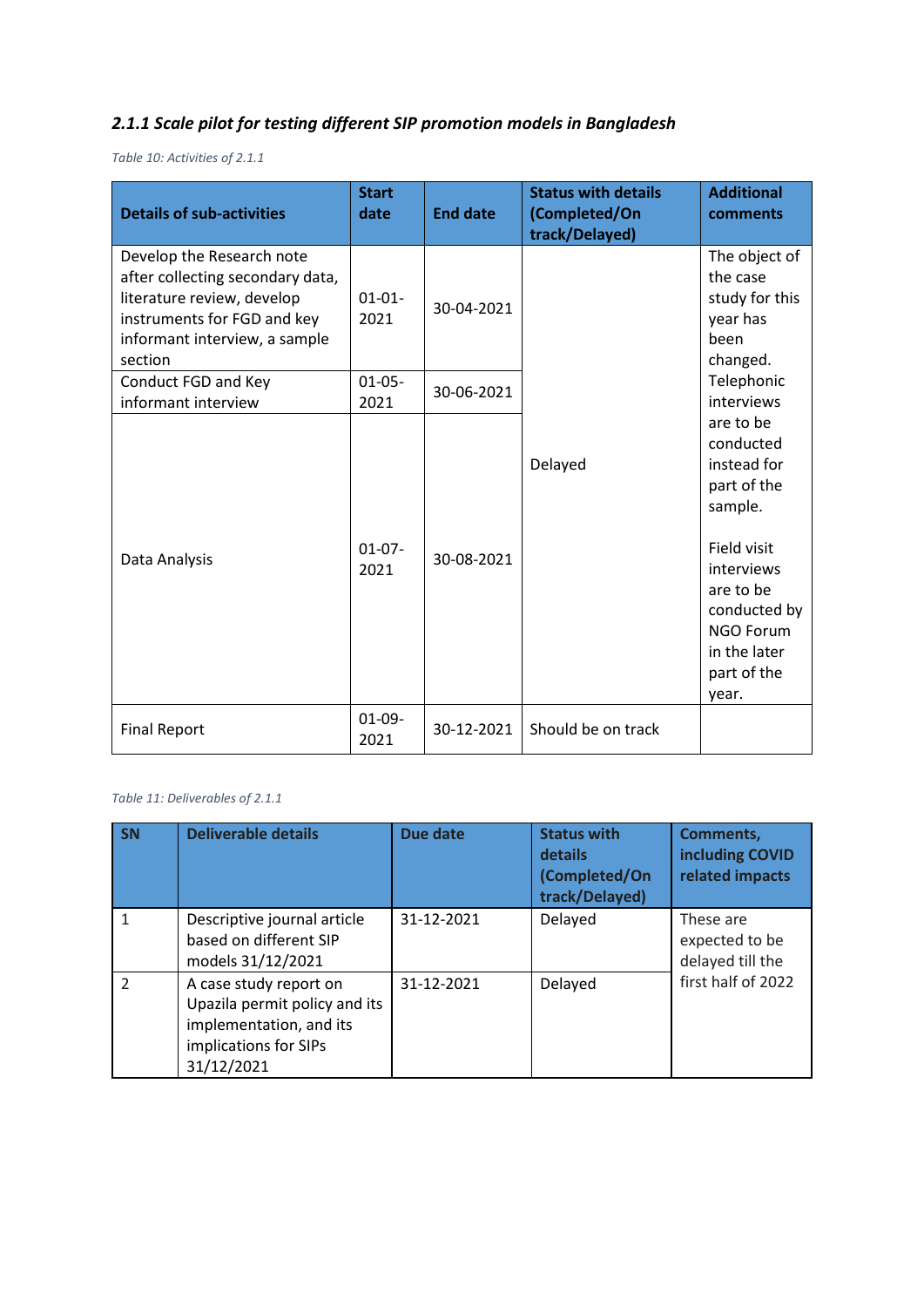### *2.1.1 Scale pilot for testing different SIP promotion models in Bangladesh*

*Table 10: Activities of 2.1.1*

| Details of sub-activities | Start date | End date | Status with details (Completed/On track/Delayed) | Additional comments |
|---|---|---|---|---|
| Develop the Research note after collecting secondary data, literature review, develop instruments for FGD and key informant interview, a sample section | 01-01-2021 | 30-04-2021 | Delayed | The object of the case study for this year has been changed. Telephonic interviews are to be conducted instead for part of the sample.<br><br>Field visit interviews are to be conducted by NGO Forum in the later part of the year. |
| Conduct FGD and Key informant interview | 01-05-2021 | 30-06-2021 | | |
| Data Analysis | 01-07-2021 | 30-08-2021 | | |
| Final Report | 01-09-2021 | 30-12-2021 | Should be on track | |

*Table 11: Deliverables of 2.1.1*

| SN | Deliverable details | Due date | Status with details (Completed/On track/Delayed) | Comments, including COVID related impacts |
|---|---|---|---|---|
| 1 | Descriptive journal article based on different SIP models 31/12/2021 | 31-12-2021 | Delayed | These are expected to be delayed till the first half of 2022 |
| 2 | A case study report on Upazila permit policy and its implementation, and its implications for SIPs 31/12/2021 | 31-12-2021 | Delayed | |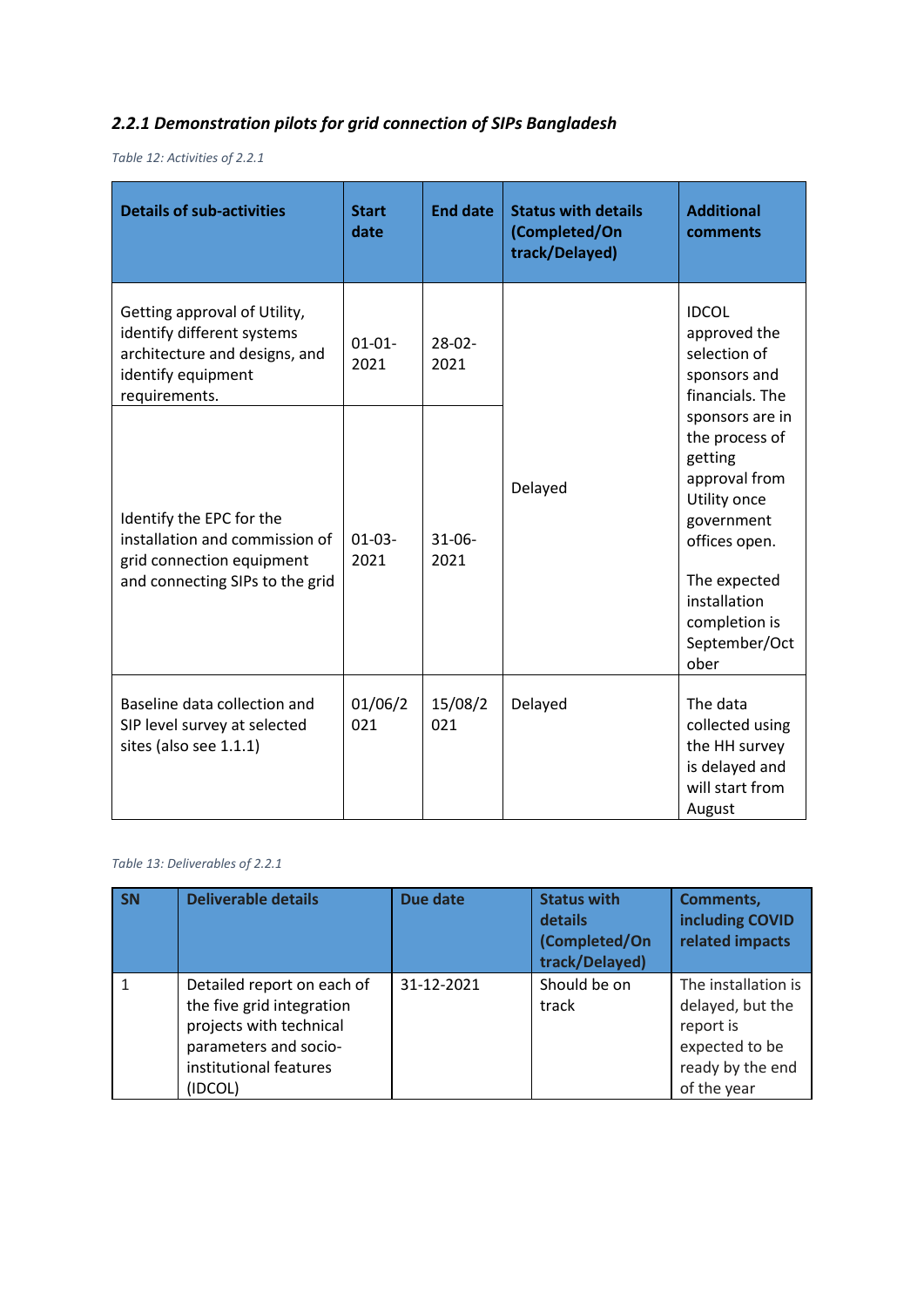### *2.2.1 Demonstration pilots for grid connection of SIPs Bangladesh*

*Table 12: Activities of 2.2.1*

| Details of sub-activities | Start date | End date | Status with details (Completed/On track/Delayed) | Additional comments |
|---|---|---|---|---|
| Getting approval of Utility, identify different systems architecture and designs, and identify equipment requirements. | 01-01-2021 | 28-02-2021 | Delayed | IDCOL approved the selection of sponsors and financials. The sponsors are in the process of getting approval from Utility once government offices open.<br><br>The expected installation completion is September/October |
| Identify the EPC for the installation and commission of grid connection equipment and connecting SIPs to the grid | 01-03-2021 | 31-06-2021 | | |
| Baseline data collection and SIP level survey at selected sites (also see 1.1.1) | 01/06/2021 | 15/08/2021 | Delayed | The data collected using the HH survey is delayed and will start from August |

*Table 13: Deliverables of 2.2.1*

| SN | Deliverable details | Due date | Status with details (Completed/On track/Delayed) | Comments, including COVID related impacts |
|---|---|---|---|---|
| 1 | Detailed report on each of the five grid integration projects with technical parameters and socio-institutional features (IDCOL) | 31-12-2021 | Should be on track | The installation is delayed, but the report is expected to be ready by the end of the year |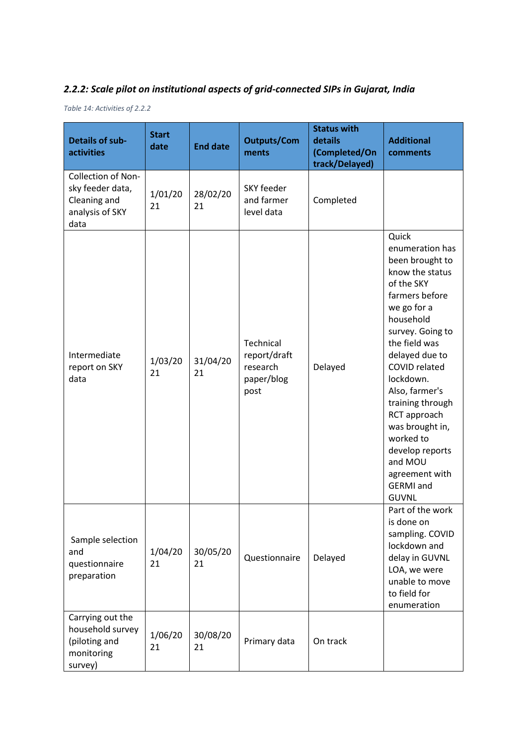### *2.2.2: Scale pilot on institutional aspects of grid-connected SIPs in Gujarat, India*

*Table 14: Activities of 2.2.2*

| Details of sub-activities | Start date | End date | Outputs/Comments | Status with details (Completed/On track/Delayed) | Additional comments |
|---|---|---|---|---|---|
| Collection of Non-sky feeder data, Cleaning and analysis of SKY data | 1/01/2021 | 28/02/2021 | SKY feeder and farmer level data | Completed | |
| Intermediate report on SKY data | 1/03/2021 | 31/04/2021 | Technical report/draft research paper/blog post | Delayed | Quick enumeration has been brought to know the status of the SKY farmers before we go for a household survey. Going to the field was delayed due to COVID related lockdown. Also, farmer's training through RCT approach was brought in, worked to develop reports and MOU agreement with GERMI and GUVNL |
| Sample selection and questionnaire preparation | 1/04/2021 | 30/05/2021 | Questionnaire | Delayed | Part of the work is done on sampling. COVID lockdown and delay in GUVNL LOA, we were unable to move to field for enumeration |
| Carrying out the household survey (piloting and monitoring survey) | 1/06/2021 | 30/08/2021 | Primary data | On track | |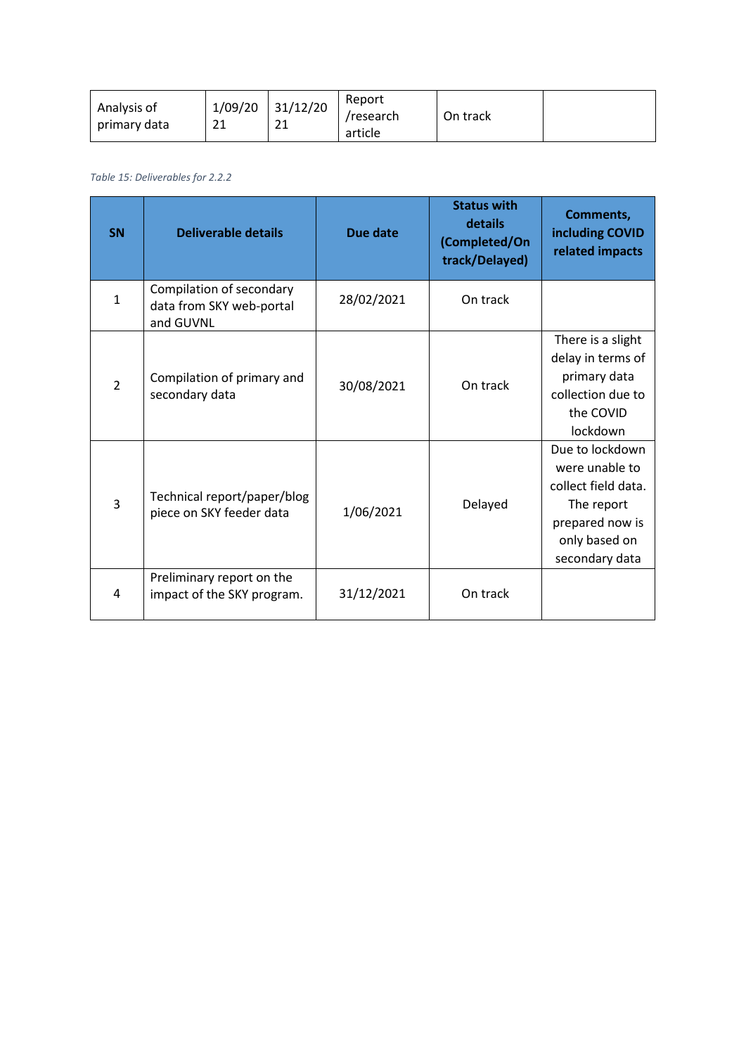| Analysis of primary data | 1/09/2021 | 31/12/2021 | Report /research article | On track | |
|---|---|---|---|---|---|

*Table 15: Deliverables for 2.2.2*

| SN | Deliverable details | Due date | Status with details (Completed/On track/Delayed) | Comments, including COVID related impacts |
|---|---|---|---|---|
| 1 | Compilation of secondary data from SKY web-portal and GUVNL | 28/02/2021 | On track | |
| 2 | Compilation of primary and secondary data | 30/08/2021 | On track | There is a slight delay in terms of primary data collection due to the COVID lockdown |
| 3 | Technical report/paper/blog piece on SKY feeder data | 1/06/2021 | Delayed | Due to lockdown were unable to collect field data. The report prepared now is only based on secondary data |
| 4 | Preliminary report on the impact of the SKY program. | 31/12/2021 | On track | |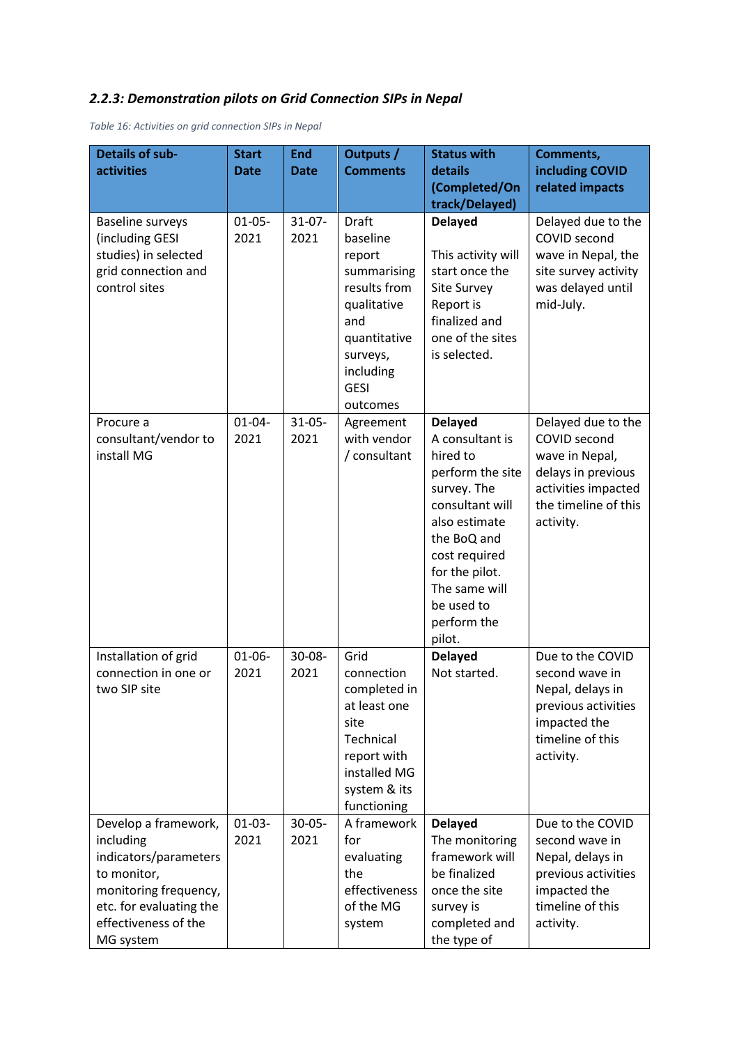### *2.2.3: Demonstration pilots on Grid Connection SIPs in Nepal*

*Table 16: Activities on grid connection SIPs in Nepal*

| Details of sub-activities | Start Date | End Date | Outputs / Comments | Status with details (Completed/On track/Delayed) | Comments, including COVID related impacts |
|---|---|---|---|---|---|
| Baseline surveys (including GESI studies) in selected grid connection and control sites | 01-05-2021 | 31-07-2021 | Draft baseline report summarising results from qualitative and quantitative surveys, including GESI outcomes | **Delayed** This activity will start once the Site Survey Report is finalized and one of the sites is selected. | Delayed due to the COVID second wave in Nepal, the site survey activity was delayed until mid-July. |
| Procure a consultant/vendor to install MG | 01-04-2021 | 31-05-2021 | Agreement with vendor / consultant | **Delayed** A consultant is hired to perform the site survey. The consultant will also estimate the BoQ and cost required for the pilot. The same will be used to perform the pilot. | Delayed due to the COVID second wave in Nepal, delays in previous activities impacted the timeline of this activity. |
| Installation of grid connection in one or two SIP site | 01-06-2021 | 30-08-2021 | Grid connection completed in at least one site Technical report with installed MG system & its functioning | **Delayed** Not started. | Due to the COVID second wave in Nepal, delays in previous activities impacted the timeline of this activity. |
| Develop a framework, including indicators/parameters to monitor, monitoring frequency, etc. for evaluating the effectiveness of the MG system | 01-03-2021 | 30-05-2021 | A framework for evaluating the effectiveness of the MG system | **Delayed** The monitoring framework will be finalized once the site survey is completed and the type of | Due to the COVID second wave in Nepal, delays in previous activities impacted the timeline of this activity. |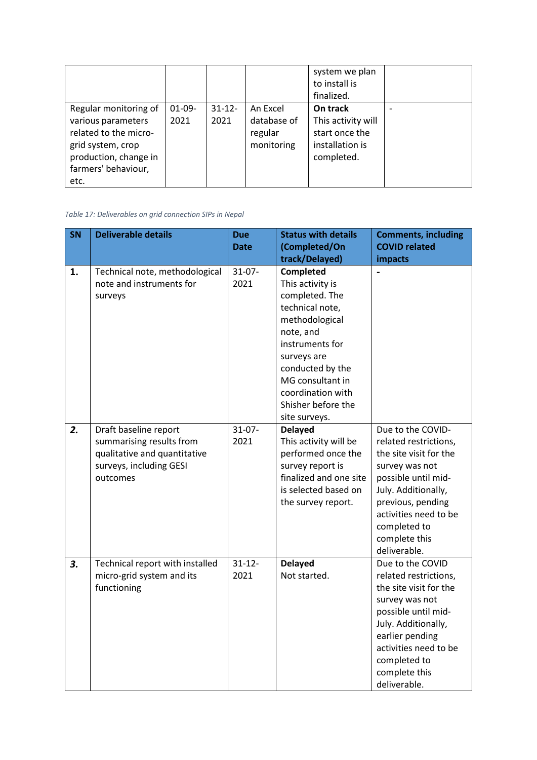| | | | | system we plan to install is finalized. | |
|---|---|---|---|---|---|
| Regular monitoring of various parameters related to the micro-grid system, crop production, change in farmers' behaviour, etc. | 01-09-2021 | 31-12-2021 | An Excel database of regular monitoring | **On track** This activity will start once the installation is completed. | - |

*Table 17: Deliverables on grid connection SIPs in Nepal*

| SN | Deliverable details | Due Date | Status with details (Completed/On track/Delayed) | Comments, including COVID related impacts |
|---|---|---|---|---|
| **1.** | Technical note, methodological note and instruments for surveys | 31-07-2021 | **Completed** This activity is completed. The technical note, methodological note, and instruments for surveys are conducted by the MG consultant in coordination with Shisher before the site surveys. | **-** |
| ***2.*** | Draft baseline report summarising results from qualitative and quantitative surveys, including GESI outcomes | 31-07-2021 | **Delayed** This activity will be performed once the survey report is finalized and one site is selected based on the survey report. | Due to the COVID-related restrictions, the site visit for the survey was not possible until mid-July. Additionally, previous, pending activities need to be completed to complete this deliverable. |
| ***3.*** | Technical report with installed micro-grid system and its functioning | 31-12-2021 | **Delayed** Not started. | Due to the COVID related restrictions, the site visit for the survey was not possible until mid-July. Additionally, earlier pending activities need to be completed to complete this deliverable. |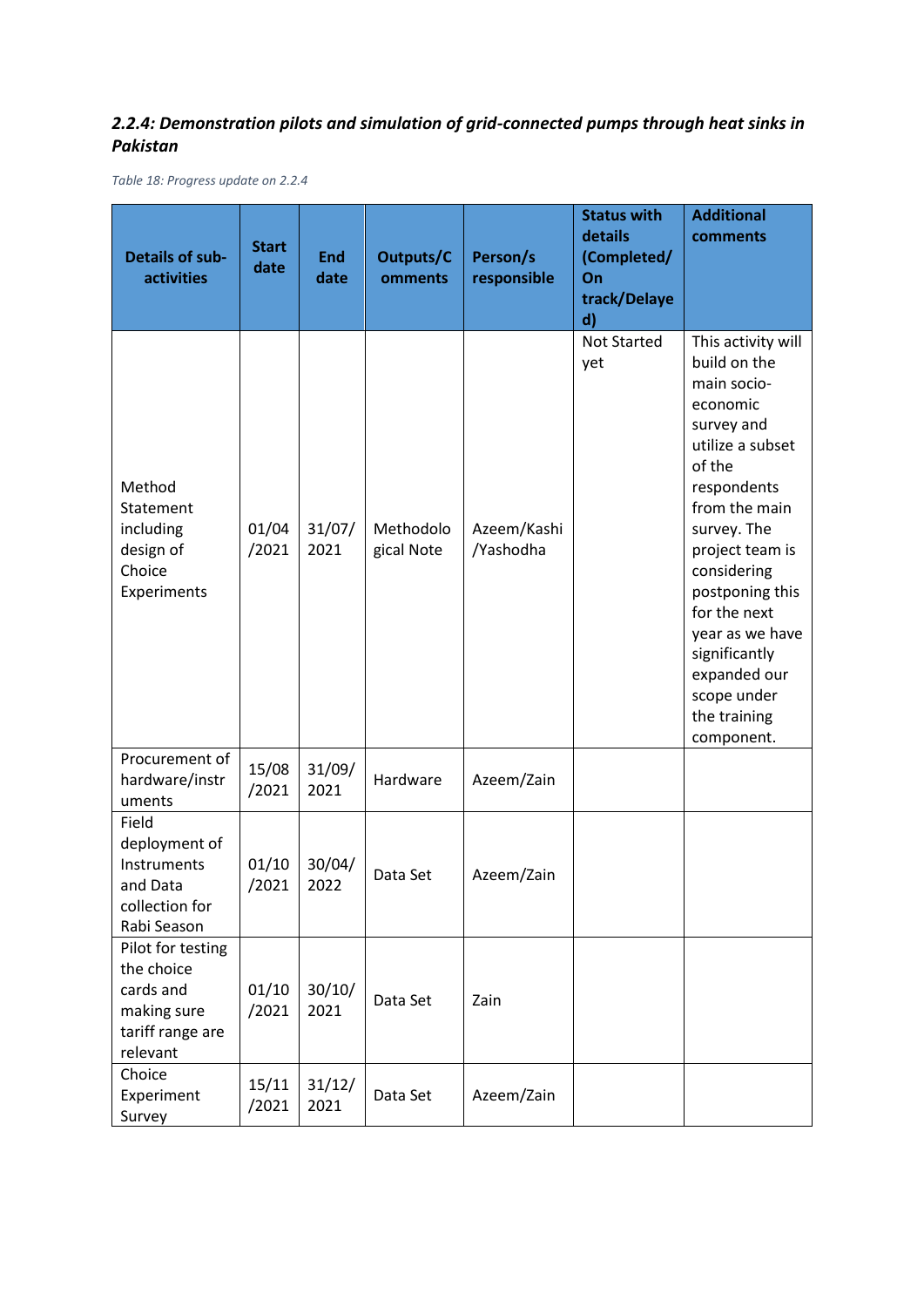### *2.2.4: Demonstration pilots and simulation of grid-connected pumps through heat sinks in Pakistan*

*Table 18: Progress update on 2.2.4*

| Details of sub-activities | Start date | End date | Outputs/Comments | Person/s responsible | Status with details (Completed/ On track/Delayed) | Additional comments |
|---|---|---|---|---|---|---|
| Method Statement including design of Choice Experiments | 01/04/2021 | 31/07/2021 | Methodological Note | Azeem/Kashi/Yashodha | Not Started yet | This activity will build on the main socio-economic survey and utilize a subset of the respondents from the main survey. The project team is considering postponing this for the next year as we have significantly expanded our scope under the training component. |
| Procurement of hardware/instruments | 15/08/2021 | 31/09/2021 | Hardware | Azeem/Zain | | |
| Field deployment of Instruments and Data collection for Rabi Season | 01/10/2021 | 30/04/2022 | Data Set | Azeem/Zain | | |
| Pilot for testing the choice cards and making sure tariff range are relevant | 01/10/2021 | 30/10/2021 | Data Set | Zain | | |
| Choice Experiment Survey | 15/11/2021 | 31/12/2021 | Data Set | Azeem/Zain | | |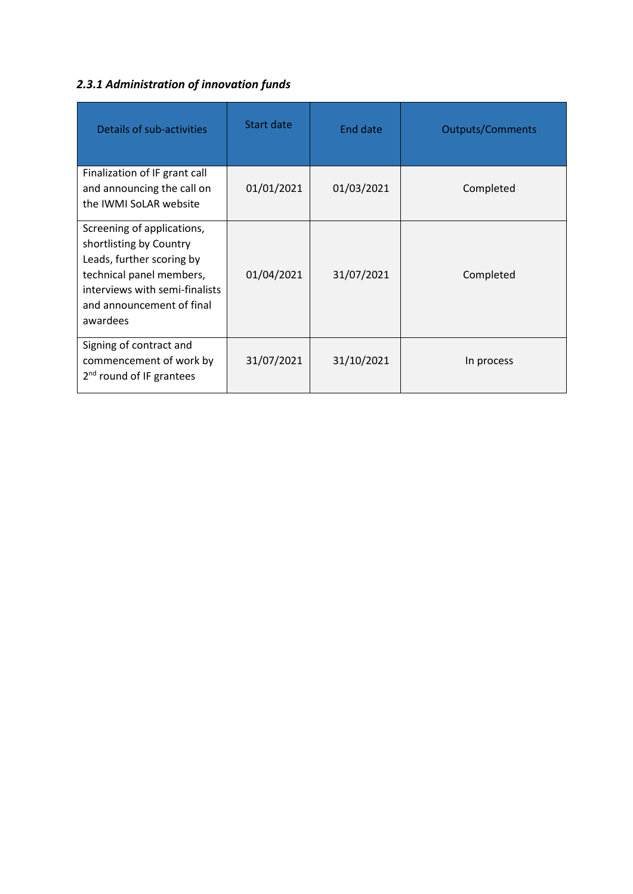### *2.3.1 Administration of innovation funds*

| Details of sub-activities | Start date | End date | Outputs/Comments |
|---|---|---|---|
| Finalization of IF grant call and announcing the call on the IWMI SoLAR website | 01/01/2021 | 01/03/2021 | Completed |
| Screening of applications, shortlisting by Country Leads, further scoring by technical panel members, interviews with semi-finalists and announcement of final awardees | 01/04/2021 | 31/07/2021 | Completed |
| Signing of contract and commencement of work by 2nd round of IF grantees | 31/07/2021 | 31/10/2021 | In process |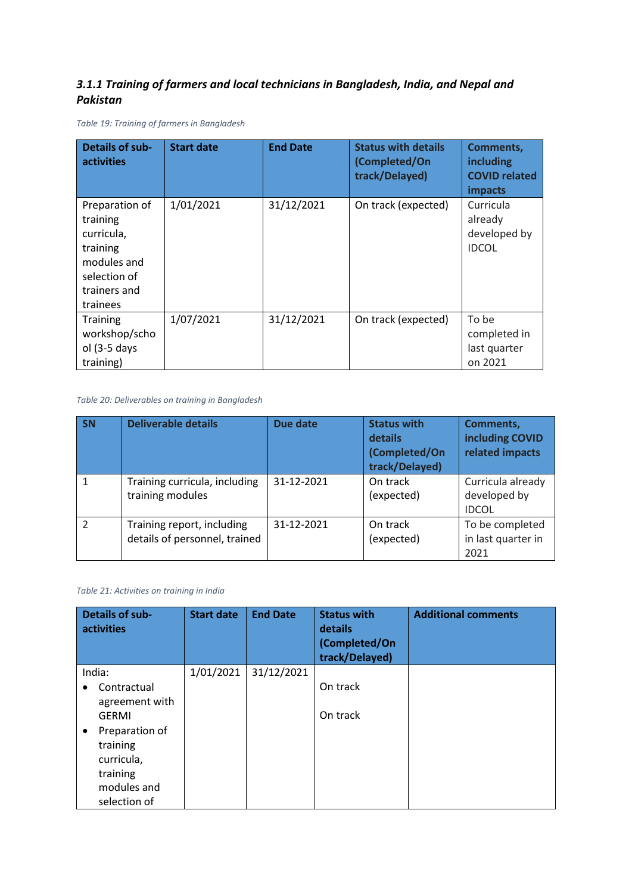### *3.1.1 Training of farmers and local technicians in Bangladesh, India, and Nepal and Pakistan*

*Table 19: Training of farmers in Bangladesh*

| Details of sub-activities | Start date | End Date | Status with details (Completed/On track/Delayed) | Comments, including COVID related impacts |
|---|---|---|---|---|
| Preparation of training curricula, training modules and selection of trainers and trainees | 1/01/2021 | 31/12/2021 | On track (expected) | Curricula already developed by IDCOL |
| Training workshop/school (3-5 days training) | 1/07/2021 | 31/12/2021 | On track (expected) | To be completed in last quarter on 2021 |

*Table 20: Deliverables on training in Bangladesh*

| SN | Deliverable details | Due date | Status with details (Completed/On track/Delayed) | Comments, including COVID related impacts |
|---|---|---|---|---|
| 1 | Training curricula, including training modules | 31-12-2021 | On track (expected) | Curricula already developed by IDCOL |
| 2 | Training report, including details of personnel, trained | 31-12-2021 | On track (expected) | To be completed in last quarter in 2021 |

*Table 21: Activities on training in India*

| Details of sub-activities | Start date | End Date | Status with details (Completed/On track/Delayed) | Additional comments |
|---|---|---|---|---|
| India:<br>• Contractual agreement with GERMI<br>• Preparation of training curricula, training modules and selection of | 1/01/2021 | 31/12/2021 | On track<br><br>On track | |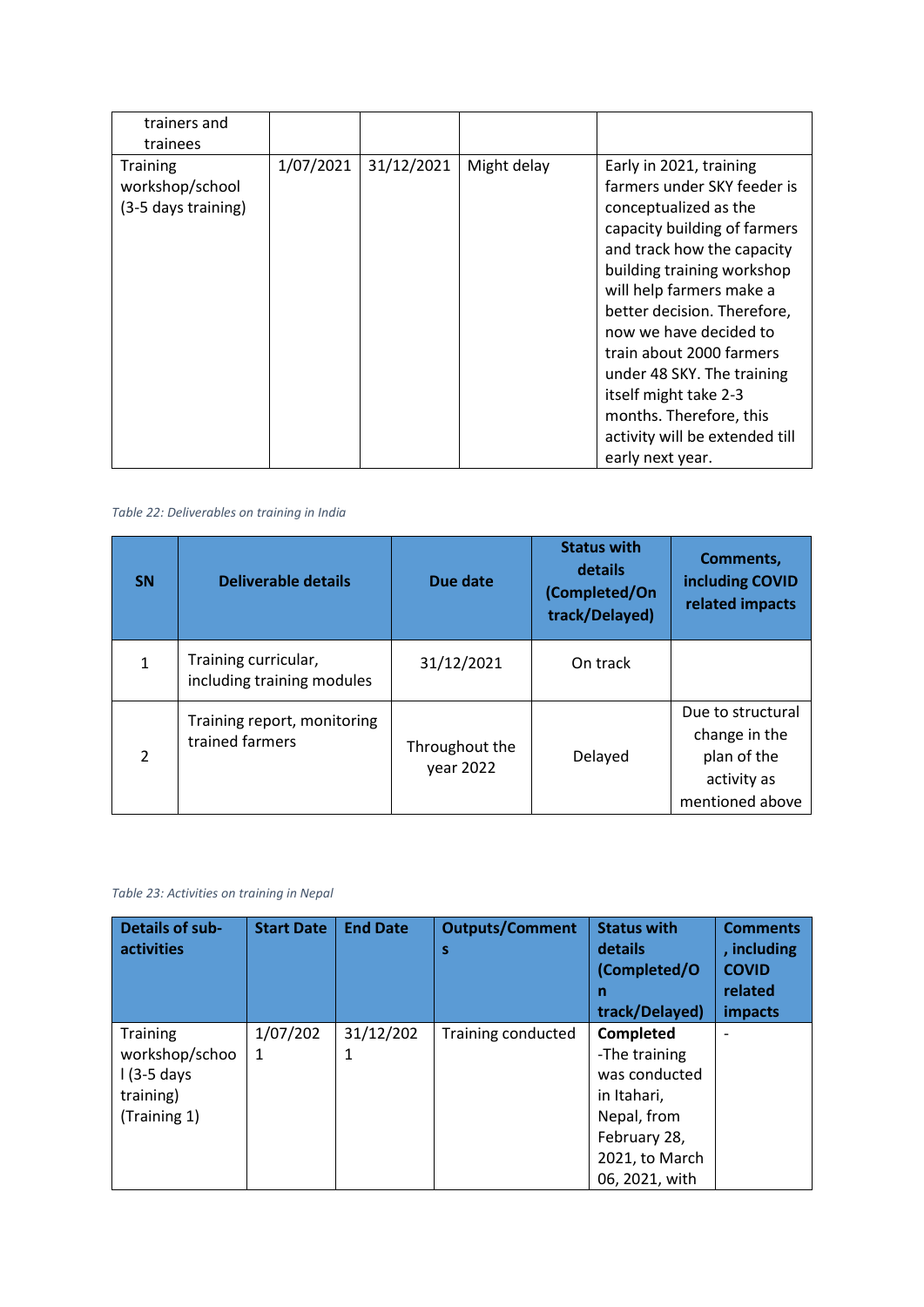| | | | | |
|---|---|---|---|---|
| trainers and trainees | | | | |
| Training workshop/school (3-5 days training) | 1/07/2021 | 31/12/2021 | Might delay | Early in 2021, training farmers under SKY feeder is conceptualized as the capacity building of farmers and track how the capacity building training workshop will help farmers make a better decision. Therefore, now we have decided to train about 2000 farmers under 48 SKY. The training itself might take 2-3 months. Therefore, this activity will be extended till early next year. |

*Table 22: Deliverables on training in India*

| SN | Deliverable details | Due date | Status with details (Completed/On track/Delayed) | Comments, including COVID related impacts |
|---|---|---|---|---|
| 1 | Training curricular, including training modules | 31/12/2021 | On track | |
| 2 | Training report, monitoring trained farmers | Throughout the year 2022 | Delayed | Due to structural change in the plan of the activity as mentioned above |

*Table 23: Activities on training in Nepal*

| Details of sub-activities | Start Date | End Date | Outputs/Comments | Status with details (Completed/On track/Delayed) | Comments, including COVID related impacts |
|---|---|---|---|---|---|
| Training workshop/school (3-5 days training) (Training 1) | 1/07/2021 | 31/12/2021 | Training conducted | **Completed** -The training was conducted in Itahari, Nepal, from February 28, 2021, to March 06, 2021, with | - |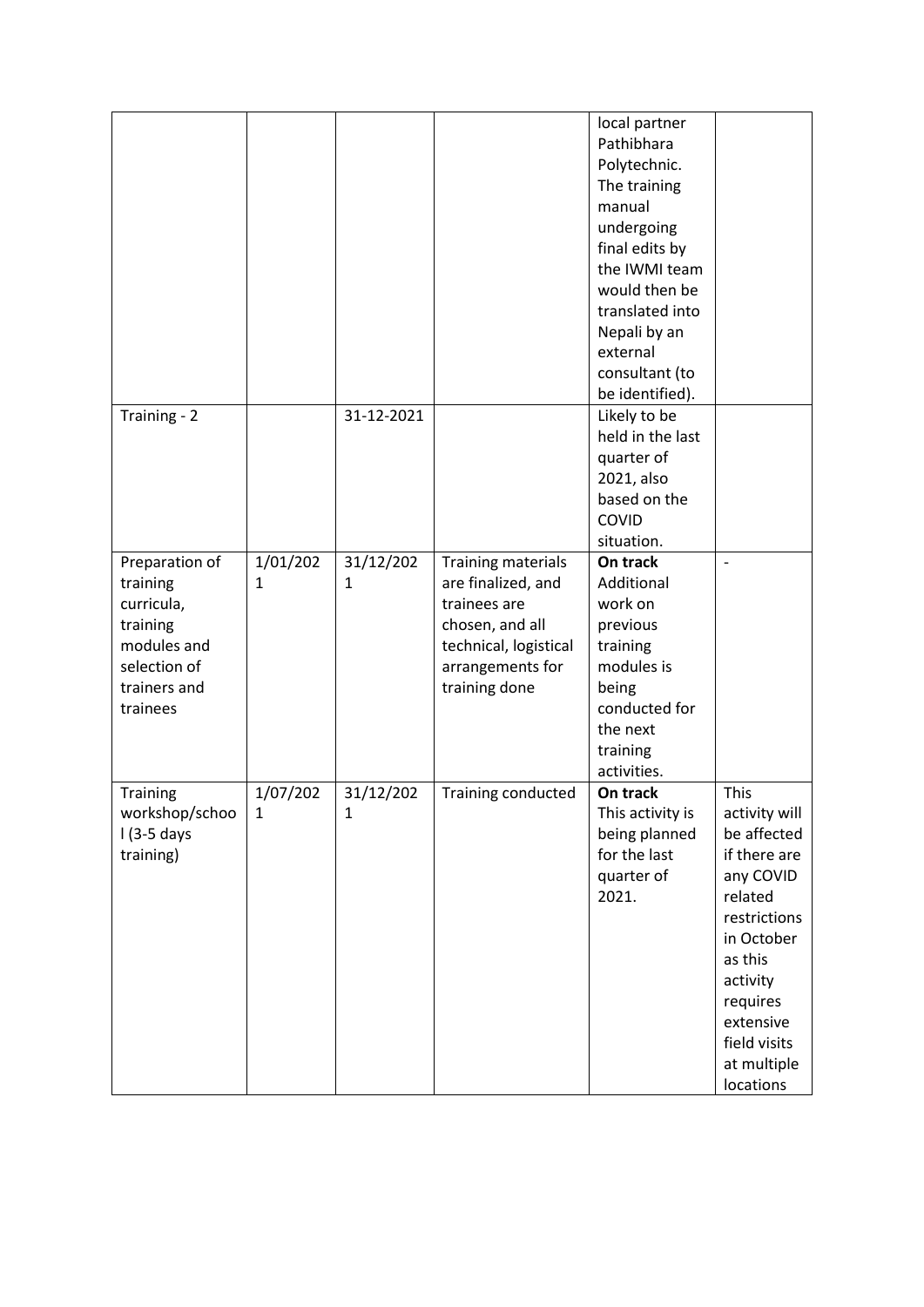|  |  |  |  | local partner Pathibhara Polythechnic. The training manual undergoing final edits by the IWMI team would then be translated into Nepali by an external consultant (to be identified). |  |
|---|---|---|---|---|---|
| Training - 2 |  | 31-12-2021 |  | Likely to be held in the last quarter of 2021, also based on the COVID situation. |  |
| Preparation of training curricula, training modules and selection of trainers and trainees | 1/01/2021 | 31/12/2021 | Training materials are finalized, and trainees are chosen, and all technical, logistical arrangements for training done | **On track** Additional work on previous training modules is being conducted for the next training activities. | - |
| Training workshop/school (3-5 days training) | 1/07/2021 | 31/12/2021 | Training conducted | **On track** This activity is being planned for the last quarter of 2021. | This activity will be affected if there are any COVID related restrictions in October as this activity requires extensive field visits at multiple locations |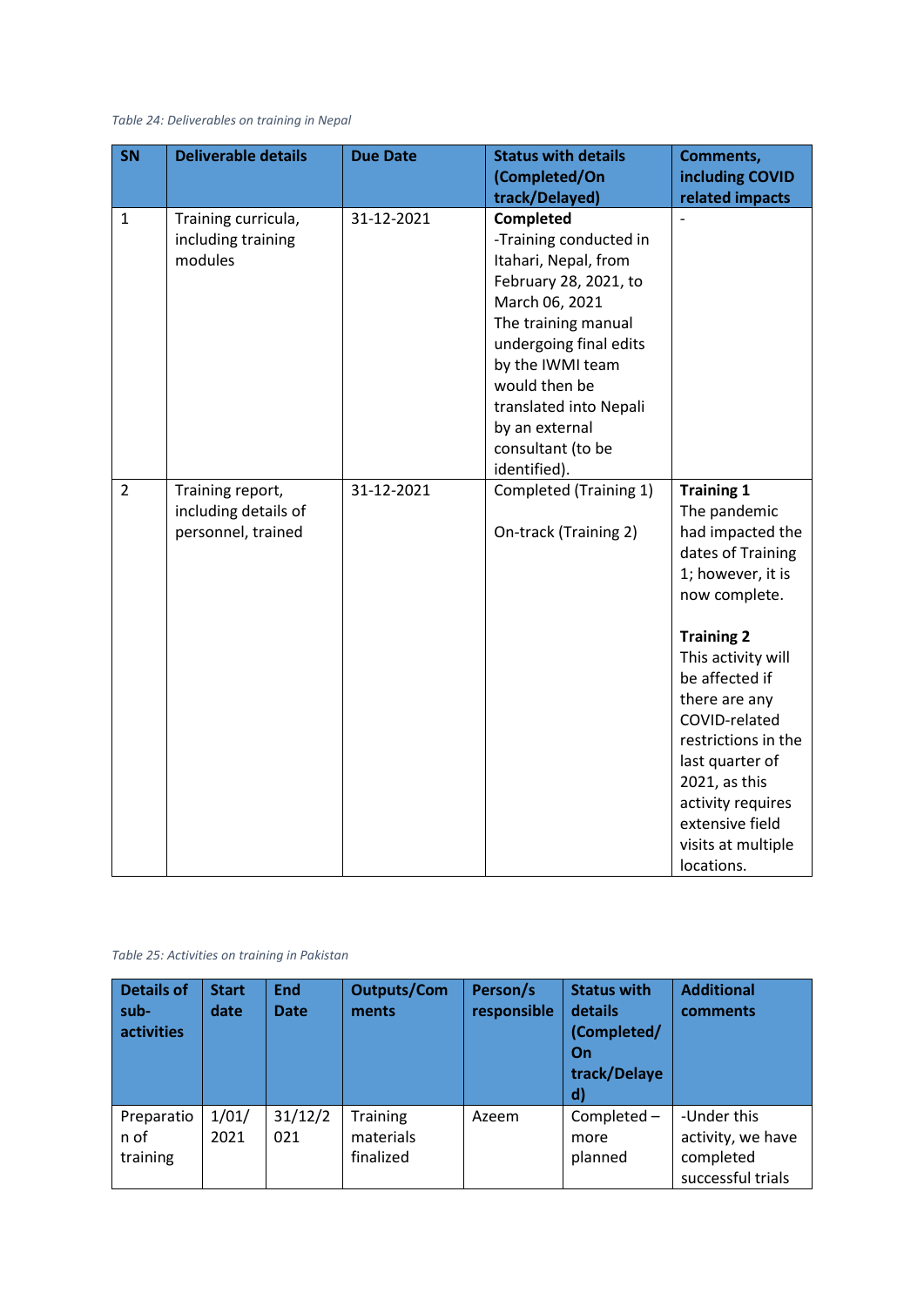*Table 24: Deliverables on training in Nepal*

| SN | Deliverable details | Due Date | Status with details (Completed/On track/Delayed) | Comments, including COVID related impacts |
|---|---|---|---|---|
| 1 | Training curricula, including training modules | 31-12-2021 | **Completed** -Training conducted in Itahari, Nepal, from February 28, 2021, to March 06, 2021 The training manual undergoing final edits by the IWMI team would then be translated into Nepali by an external consultant (to be identified). | - |
| 2 | Training report, including details of personnel, trained | 31-12-2021 | Completed (Training 1)<br><br>On-track (Training 2) | **Training 1** The pandemic had impacted the dates of Training 1; however, it is now complete.<br><br>**Training 2** This activity will be affected if there are any COVID-related restrictions in the last quarter of 2021, as this activity requires extensive field visits at multiple locations. |

*Table 25: Activities on training in Pakistan*

| Details of sub-activities | Start date | End Date | Outputs/Comments | Person/s responsible | Status with details (Completed/On track/Delayed) | Additional comments |
|---|---|---|---|---|---|---|
| Preparation of training | 1/01/2021 | 31/12/2021 | Training materials finalized | Azeem | Completed – more planned | -Under this activity, we have completed successful trials |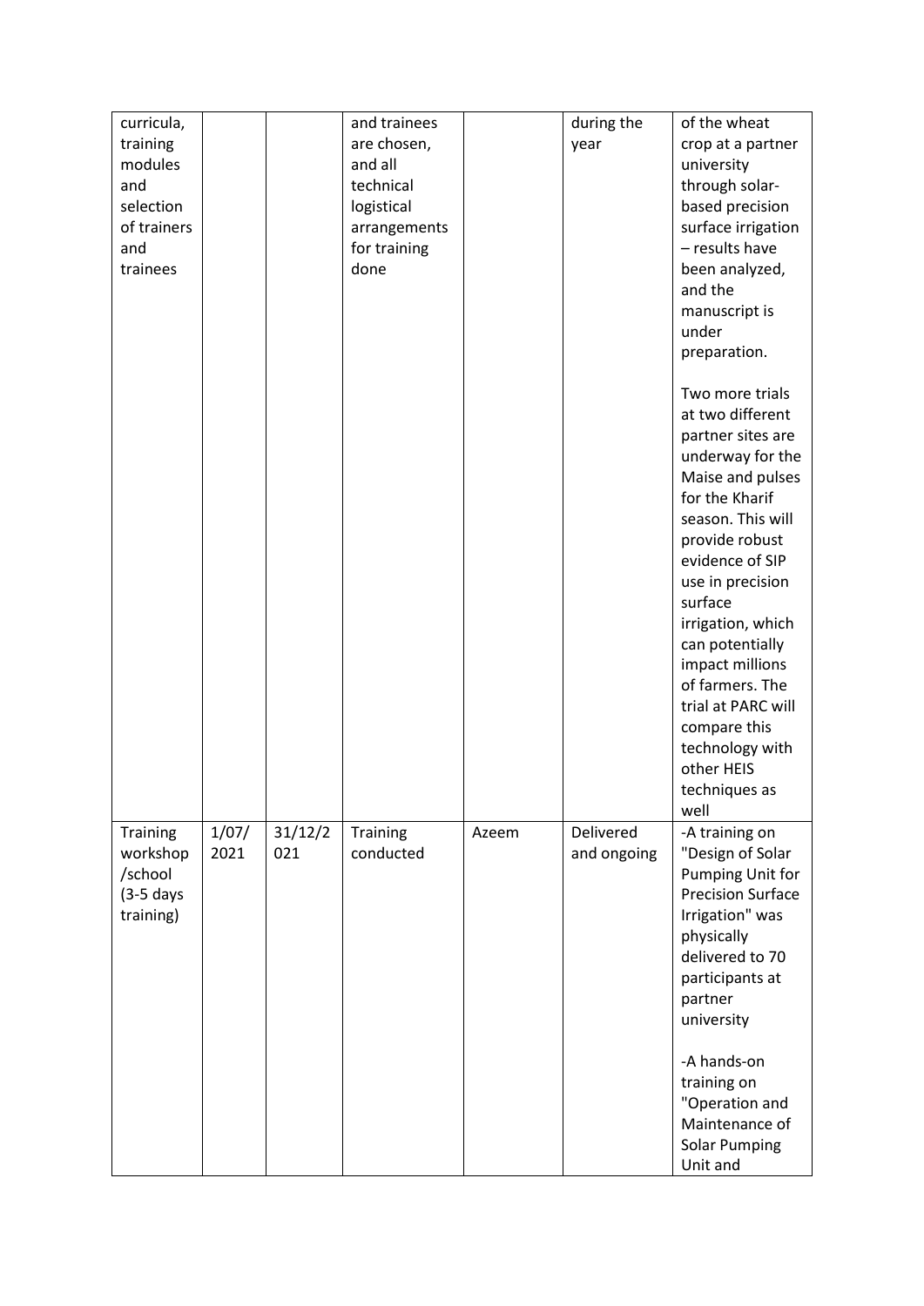| | | | | | | |
|---|---|---|---|---|---|---|
| curricula, training modules and selection of trainers and trainees | | | and trainees are chosen, and all technical logistical arrangements for training done | | during the year | of the wheat crop at a partner university through solar-based precision surface irrigation – results have been analyzed, and the manuscript is under preparation.<br><br>Two more trials at two different partner sites are underway for the Maise and pulses for the Kharif season. This will provide robust evidence of SIP use in precision surface irrigation, which can potentially impact millions of farmers. The trial at PARC will compare this technology with other HEIS techniques as well |
| Training workshop /school (3-5 days training) | 1/07/2021 | 31/12/2021 | Training conducted | Azeem | Delivered and ongoing | -A training on "Design of Solar Pumping Unit for Precision Surface Irrigation" was physically delivered to 70 participants at partner university<br><br>-A hands-on training on "Operation and Maintenance of Solar Pumping Unit and |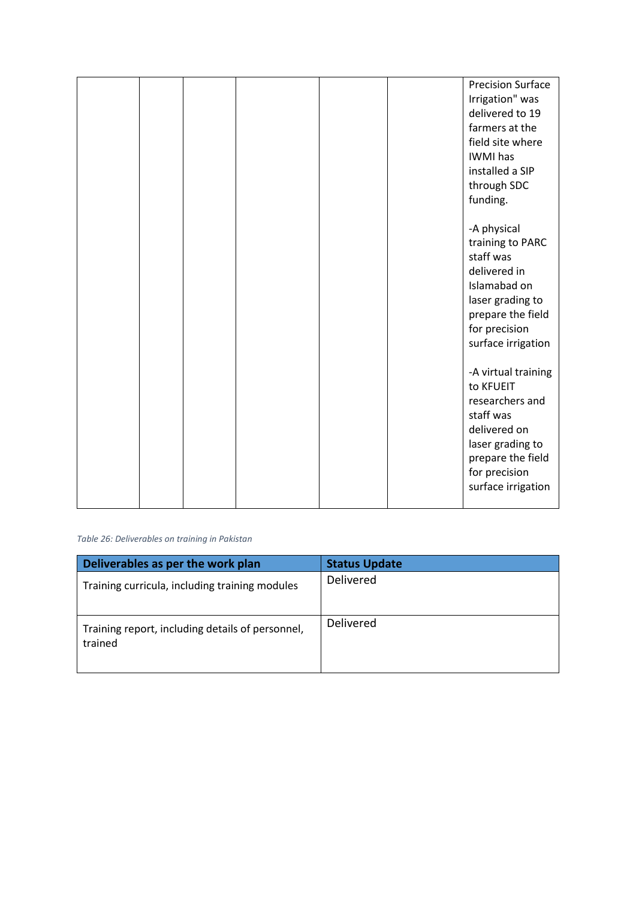| | | | | | | Precision Surface Irrigation" was delivered to 19 farmers at the field site where IWMI has installed a SIP through SDC funding.<br><br>-A physical training to PARC staff was delivered in Islamabad on laser grading to prepare the field for precision surface irrigation<br><br>-A virtual training to KFUEIT researchers and staff was delivered on laser grading to prepare the field for precision surface irrigation |
|---|---|---|---|---|---|---|

*Table 26: Deliverables on training in Pakistan*

| Deliverables as per the work plan | Status Update |
|---|---|
| Training curricula, including training modules | Delivered |
| Training report, including details of personnel, trained | Delivered |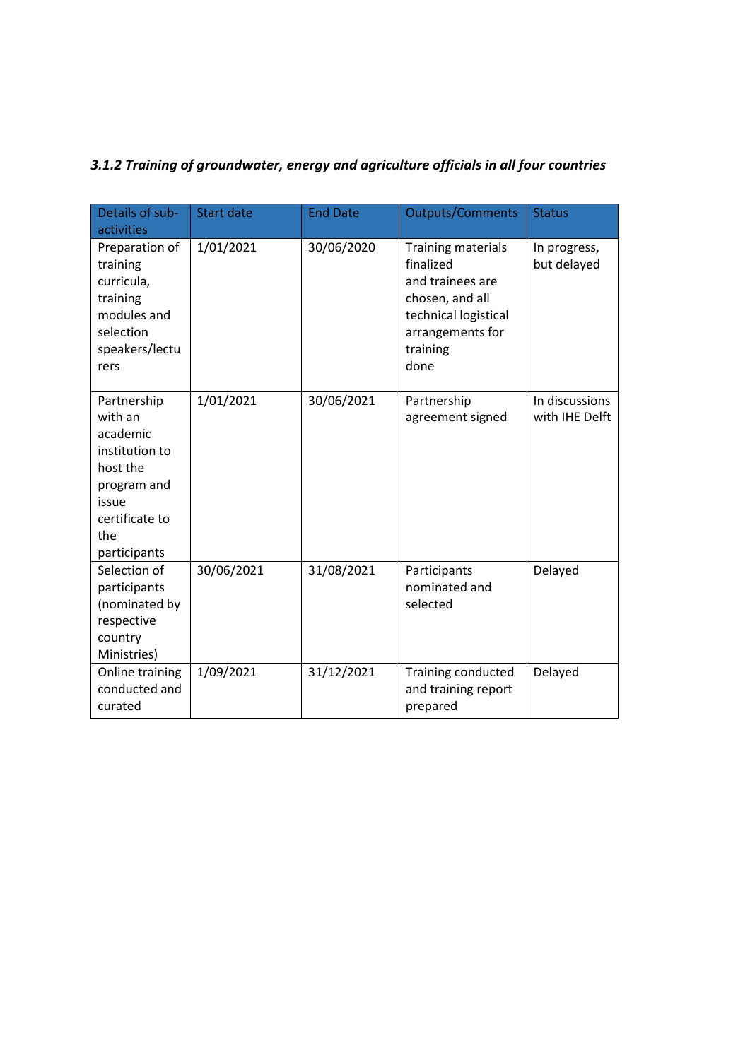### *3.1.2 Training of groundwater, energy and agriculture officials in all four countries*

| Details of sub-activities | Start date | End Date | Outputs/Comments | Status |
|---|---|---|---|---|
| Preparation of training curricula, training modules and selection speakers/lecturers | 1/01/2021 | 30/06/2020 | Training materials finalized and trainees are chosen, and all technical logistical arrangements for training done | In progress, but delayed |
| Partnership with an academic institution to host the program and issue certificate to the participants | 1/01/2021 | 30/06/2021 | Partnership agreement signed | In discussions with IHE Delft |
| Selection of participants (nominated by respective country Ministries) | 30/06/2021 | 31/08/2021 | Participants nominated and selected | Delayed |
| Online training conducted and curated | 1/09/2021 | 31/12/2021 | Training conducted and training report prepared | Delayed |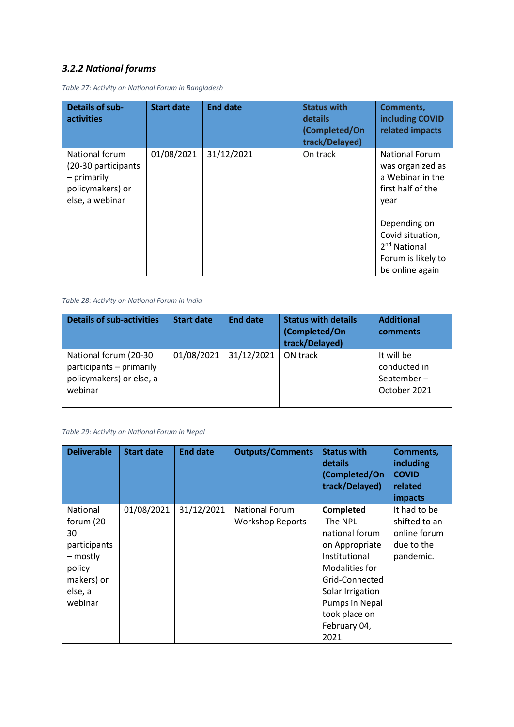### *3.2.2 National forums*

*Table 27: Activity on National Forum in Bangladesh*

| Details of sub-activities | Start date | End date | Status with details (Completed/On track/Delayed) | Comments, including COVID related impacts |
|---|---|---|---|---|
| National forum (20-30 participants – primarily policymakers) or else, a webinar | 01/08/2021 | 31/12/2021 | On track | National Forum was organized as a Webinar in the first half of the year<br><br>Depending on Covid situation, 2nd National Forum is likely to be online again |

*Table 28: Activity on National Forum in India*

| Details of sub-activities | Start date | End date | Status with details (Completed/On track/Delayed) | Additional comments |
|---|---|---|---|---|
| National forum (20-30 participants – primarily policymakers) or else, a webinar | 01/08/2021 | 31/12/2021 | ON track | It will be conducted in September – October 2021 |

*Table 29: Activity on National Forum in Nepal*

| Deliverable | Start date | End date | Outputs/Comments | Status with details (Completed/On track/Delayed) | Comments, including COVID related impacts |
|---|---|---|---|---|---|
| National forum (20-30 participants – mostly policy makers) or else, a webinar | 01/08/2021 | 31/12/2021 | National Forum Workshop Reports | **Completed** -The NPL national forum on Appropriate Institutional Modalities for Grid-Connected Solar Irrigation Pumps in Nepal took place on February 04, 2021. | It had to be shifted to an online forum due to the pandemic. |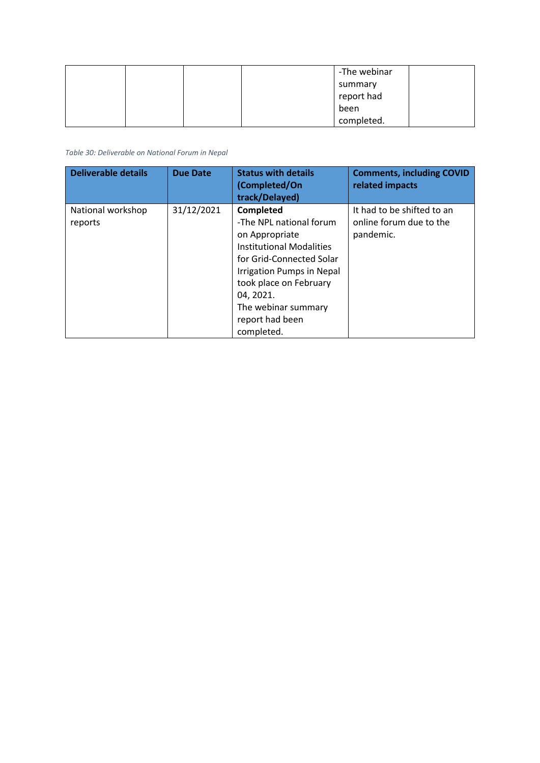| | | | | | |
|---|---|---|---|---|---|
| | | | | -The webinar summary report had been completed. | |

*Table 30: Deliverable on National Forum in Nepal*

| Deliverable details | Due Date | Status with details (Completed/On track/Delayed) | Comments, including COVID related impacts |
|---|---|---|---|
| National workshop reports | 31/12/2021 | **Completed**<br>-The NPL national forum on Appropriate Institutional Modalities for Grid-Connected Solar Irrigation Pumps in Nepal took place on February 04, 2021.<br>The webinar summary report had been completed. | It had to be shifted to an online forum due to the pandemic. |